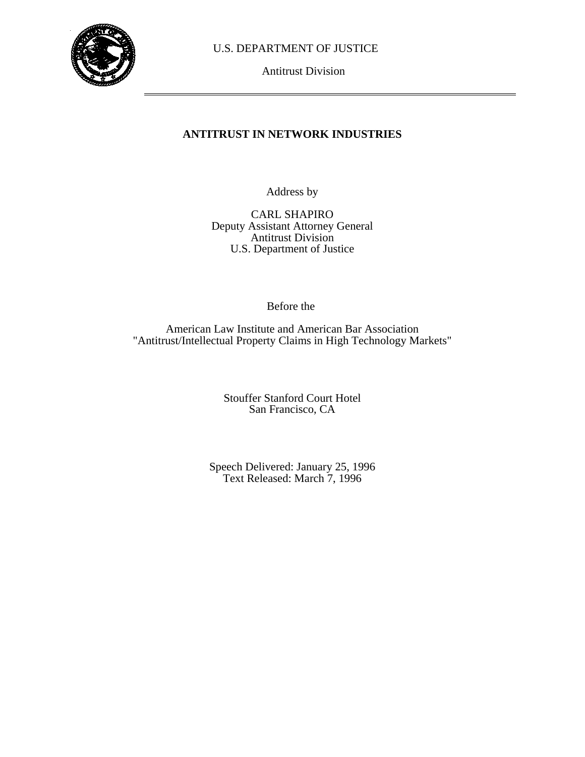U.S. DEPARTMENT OF JUSTICE

Antitrust Division

---

# ANTITRUST IN NETWORK INDUSTRIES

Address by

CARL SHAPIRO
Deputy Assistant Attorney General
Antitrust Division
U.S. Department of Justice

Before the

American Law Institute and American Bar Association
"Antitrust/Intellectual Property Claims in High Technology Markets"

Stouffer Stanford Court Hotel
San Francisco, CA

Speech Delivered: January 25, 1996
Text Released: March 7, 1996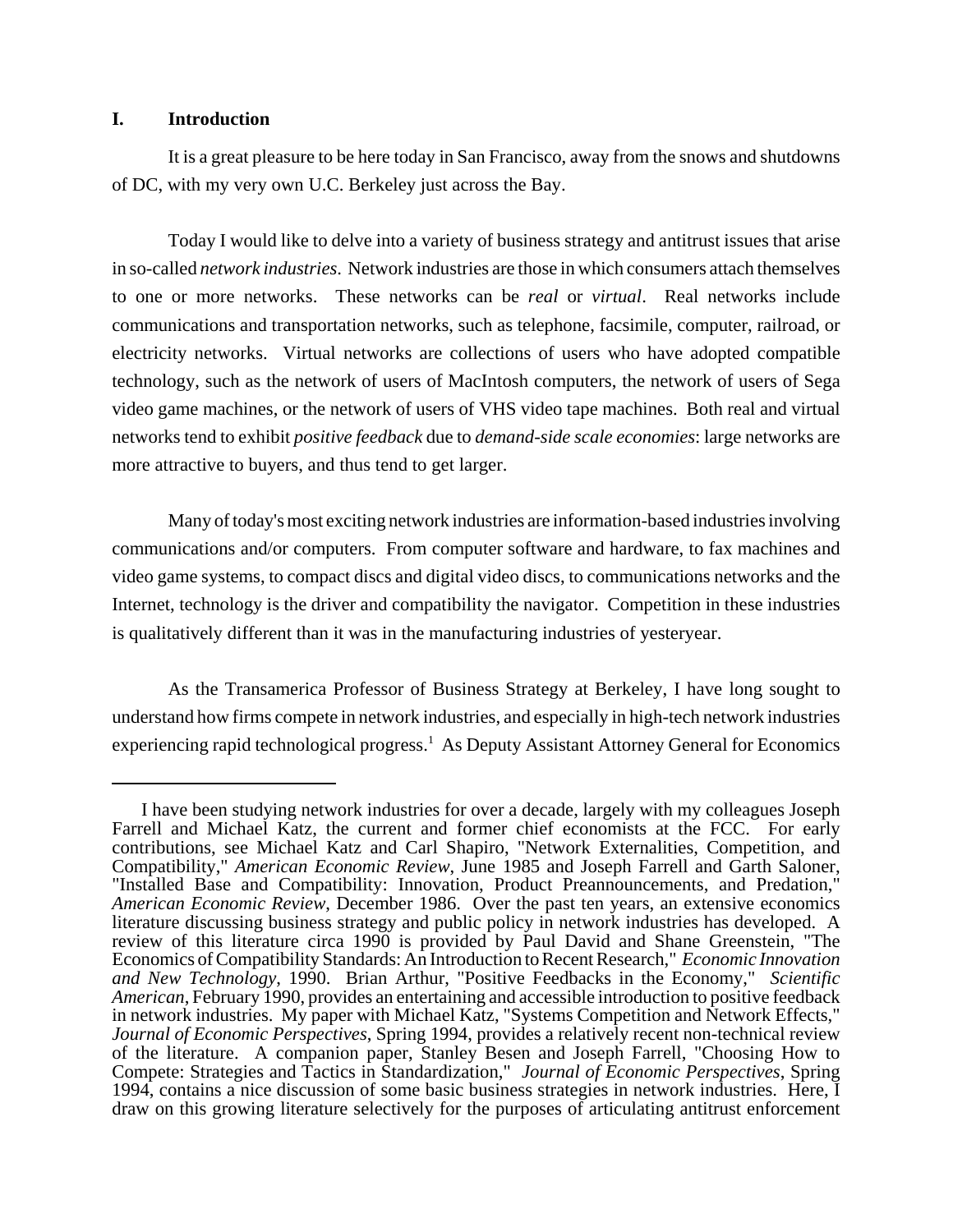## I. Introduction

It is a great pleasure to be here today in San Francisco, away from the snows and shutdowns of DC, with my very own U.C. Berkeley just across the Bay.

Today I would like to delve into a variety of business strategy and antitrust issues that arise in so-called *network industries*. Network industries are those in which consumers attach themselves to one or more networks. These networks can be *real* or *virtual*. Real networks include communications and transportation networks, such as telephone, facsimile, computer, railroad, or electricity networks. Virtual networks are collections of users who have adopted compatible technology, such as the network of users of MacIntosh computers, the network of users of Sega video game machines, or the network of users of VHS video tape machines. Both real and virtual networks tend to exhibit *positive feedback* due to *demand-side scale economies*: large networks are more attractive to buyers, and thus tend to get larger.

Many of today's most exciting network industries are information-based industries involving communications and/or computers. From computer software and hardware, to fax machines and video game systems, to compact discs and digital video discs, to communications networks and the Internet, technology is the driver and compatibility the navigator. Competition in these industries is qualitatively different than it was in the manufacturing industries of yesteryear.

As the Transamerica Professor of Business Strategy at Berkeley, I have long sought to understand how firms compete in network industries, and especially in high-tech network industries experiencing rapid technological progress.[1] As Deputy Assistant Attorney General for Economics

---

[1] I have been studying network industries for over a decade, largely with my colleagues Joseph Farrell and Michael Katz, the current and former chief economists at the FCC. For early contributions, see Michael Katz and Carl Shapiro, "Network Externalities, Competition, and Compatibility," *American Economic Review*, June 1985 and Joseph Farrell and Garth Saloner, "Installed Base and Compatibility: Innovation, Product Preannouncements, and Predation," *American Economic Review*, December 1986. Over the past ten years, an extensive economics literature discussing business strategy and public policy in network industries has developed. A review of this literature circa 1990 is provided by Paul David and Shane Greenstein, "The Economics of Compatibility Standards: An Introduction to Recent Research," *Economic Innovation and New Technology*, 1990. Brian Arthur, "Positive Feedbacks in the Economy," *Scientific American*, February 1990, provides an entertaining and accessible introduction to positive feedback in network industries. My paper with Michael Katz, "Systems Competition and Network Effects," *Journal of Economic Perspectives*, Spring 1994, provides a relatively recent non-technical review of the literature. A companion paper, Stanley Besen and Joseph Farrell, "Choosing How to Compete: Strategies and Tactics in Standardization," *Journal of Economic Perspectives*, Spring 1994, contains a nice discussion of some basic business strategies in network industries. Here, I draw on this growing literature selectively for the purposes of articulating antitrust enforcement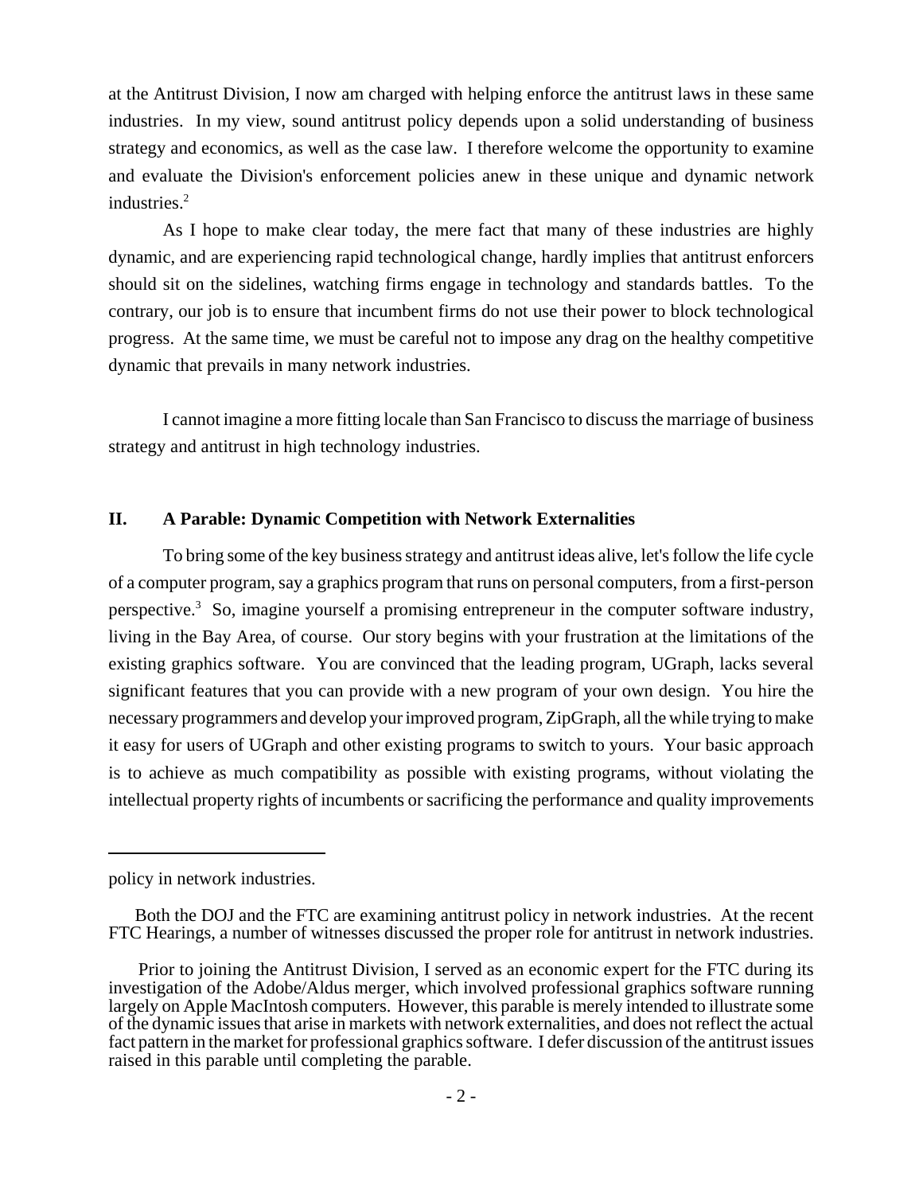at the Antitrust Division, I now am charged with helping enforce the antitrust laws in these same industries. In my view, sound antitrust policy depends upon a solid understanding of business strategy and economics, as well as the case law. I therefore welcome the opportunity to examine and evaluate the Division's enforcement policies anew in these unique and dynamic network industries.[2]

As I hope to make clear today, the mere fact that many of these industries are highly dynamic, and are experiencing rapid technological change, hardly implies that antitrust enforcers should sit on the sidelines, watching firms engage in technology and standards battles. To the contrary, our job is to ensure that incumbent firms do not use their power to block technological progress. At the same time, we must be careful not to impose any drag on the healthy competitive dynamic that prevails in many network industries.

I cannot imagine a more fitting locale than San Francisco to discuss the marriage of business strategy and antitrust in high technology industries.

## II. A Parable: Dynamic Competition with Network Externalities

To bring some of the key business strategy and antitrust ideas alive, let's follow the life cycle of a computer program, say a graphics program that runs on personal computers, from a first-person perspective.[3] So, imagine yourself a promising entrepreneur in the computer software industry, living in the Bay Area, of course. Our story begins with your frustration at the limitations of the existing graphics software. You are convinced that the leading program, UGraph, lacks several significant features that you can provide with a new program of your own design. You hire the necessary programmers and develop your improved program, ZipGraph, all the while trying to make it easy for users of UGraph and other existing programs to switch to yours. Your basic approach is to achieve as much compatibility as possible with existing programs, without violating the intellectual property rights of incumbents or sacrificing the performance and quality improvements

---

policy in network industries.

[2] Both the DOJ and the FTC are examining antitrust policy in network industries. At the recent FTC Hearings, a number of witnesses discussed the proper role for antitrust in network industries.

[3] Prior to joining the Antitrust Division, I served as an economic expert for the FTC during its investigation of the Adobe/Aldus merger, which involved professional graphics software running largely on Apple MacIntosh computers. However, this parable is merely intended to illustrate some of the dynamic issues that arise in markets with network externalities, and does not reflect the actual fact pattern in the market for professional graphics software. I defer discussion of the antitrust issues raised in this parable until completing the parable.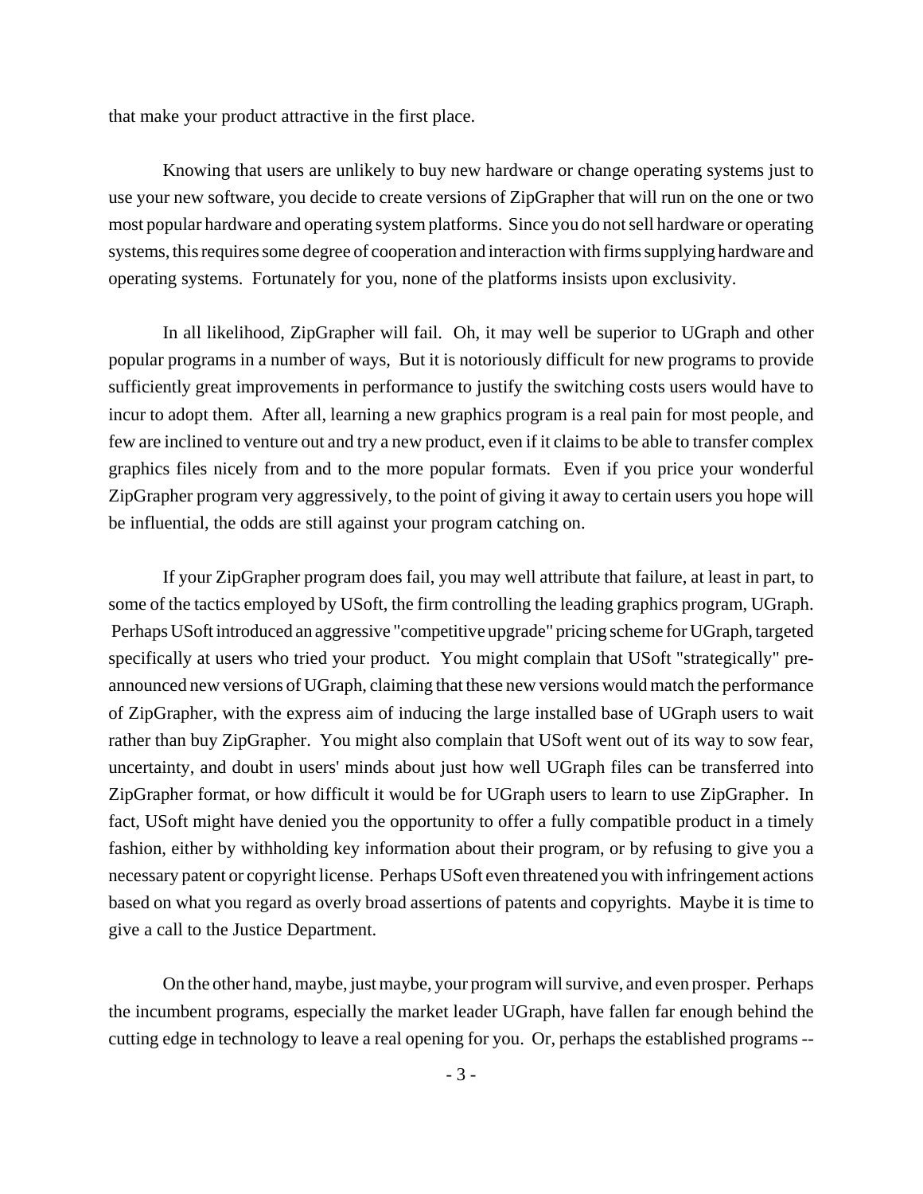that make your product attractive in the first place.

Knowing that users are unlikely to buy new hardware or change operating systems just to use your new software, you decide to create versions of ZipGrapher that will run on the one or two most popular hardware and operating system platforms. Since you do not sell hardware or operating systems, this requires some degree of cooperation and interaction with firms supplying hardware and operating systems. Fortunately for you, none of the platforms insists upon exclusivity.

In all likelihood, ZipGrapher will fail. Oh, it may well be superior to UGraph and other popular programs in a number of ways, But it is notoriously difficult for new programs to provide sufficiently great improvements in performance to justify the switching costs users would have to incur to adopt them. After all, learning a new graphics program is a real pain for most people, and few are inclined to venture out and try a new product, even if it claims to be able to transfer complex graphics files nicely from and to the more popular formats. Even if you price your wonderful ZipGrapher program very aggressively, to the point of giving it away to certain users you hope will be influential, the odds are still against your program catching on.

If your ZipGrapher program does fail, you may well attribute that failure, at least in part, to some of the tactics employed by USoft, the firm controlling the leading graphics program, UGraph. Perhaps USoft introduced an aggressive "competitive upgrade" pricing scheme for UGraph, targeted specifically at users who tried your product. You might complain that USoft "strategically" pre-announced new versions of UGraph, claiming that these new versions would match the performance of ZipGrapher, with the express aim of inducing the large installed base of UGraph users to wait rather than buy ZipGrapher. You might also complain that USoft went out of its way to sow fear, uncertainty, and doubt in users' minds about just how well UGraph files can be transferred into ZipGrapher format, or how difficult it would be for UGraph users to learn to use ZipGrapher. In fact, USoft might have denied you the opportunity to offer a fully compatible product in a timely fashion, either by withholding key information about their program, or by refusing to give you a necessary patent or copyright license. Perhaps USoft even threatened you with infringement actions based on what you regard as overly broad assertions of patents and copyrights. Maybe it is time to give a call to the Justice Department.

On the other hand, maybe, just maybe, your program will survive, and even prosper. Perhaps the incumbent programs, especially the market leader UGraph, have fallen far enough behind the cutting edge in technology to leave a real opening for you. Or, perhaps the established programs --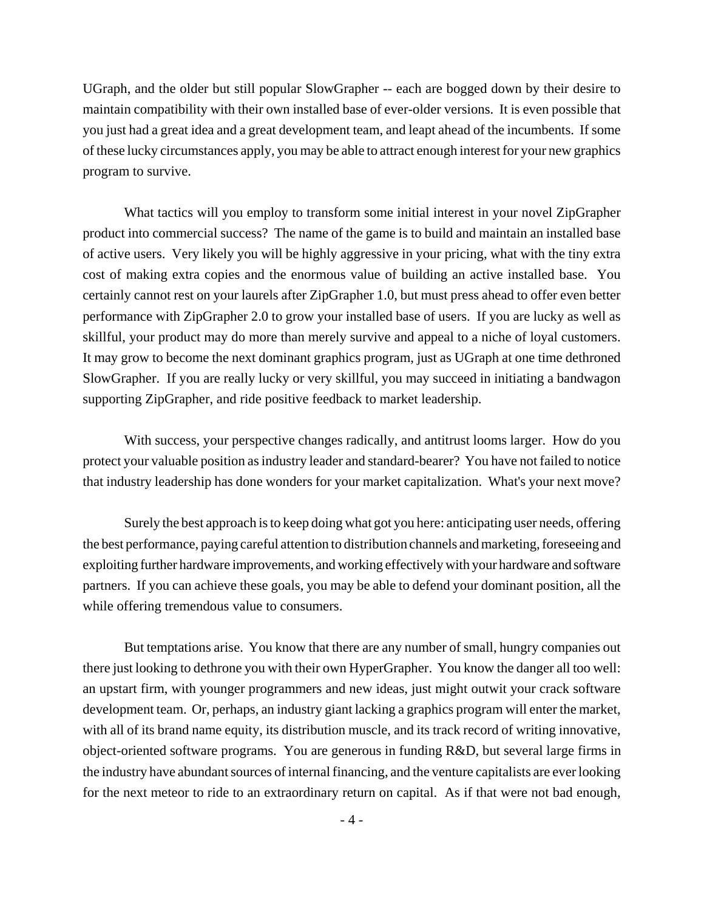UGraph, and the older but still popular SlowGrapher -- each are bogged down by their desire to maintain compatibility with their own installed base of ever-older versions. It is even possible that you just had a great idea and a great development team, and leapt ahead of the incumbents. If some of these lucky circumstances apply, you may be able to attract enough interest for your new graphics program to survive.

What tactics will you employ to transform some initial interest in your novel ZipGrapher product into commercial success? The name of the game is to build and maintain an installed base of active users. Very likely you will be highly aggressive in your pricing, what with the tiny extra cost of making extra copies and the enormous value of building an active installed base. You certainly cannot rest on your laurels after ZipGrapher 1.0, but must press ahead to offer even better performance with ZipGrapher 2.0 to grow your installed base of users. If you are lucky as well as skillful, your product may do more than merely survive and appeal to a niche of loyal customers. It may grow to become the next dominant graphics program, just as UGraph at one time dethroned SlowGrapher. If you are really lucky or very skillful, you may succeed in initiating a bandwagon supporting ZipGrapher, and ride positive feedback to market leadership.

With success, your perspective changes radically, and antitrust looms larger. How do you protect your valuable position as industry leader and standard-bearer? You have not failed to notice that industry leadership has done wonders for your market capitalization. What's your next move?

Surely the best approach is to keep doing what got you here: anticipating user needs, offering the best performance, paying careful attention to distribution channels and marketing, foreseeing and exploiting further hardware improvements, and working effectively with your hardware and software partners. If you can achieve these goals, you may be able to defend your dominant position, all the while offering tremendous value to consumers.

But temptations arise. You know that there are any number of small, hungry companies out there just looking to dethrone you with their own HyperGrapher. You know the danger all too well: an upstart firm, with younger programmers and new ideas, just might outwit your crack software development team. Or, perhaps, an industry giant lacking a graphics program will enter the market, with all of its brand name equity, its distribution muscle, and its track record of writing innovative, object-oriented software programs. You are generous in funding R&D, but several large firms in the industry have abundant sources of internal financing, and the venture capitalists are ever looking for the next meteor to ride to an extraordinary return on capital. As if that were not bad enough,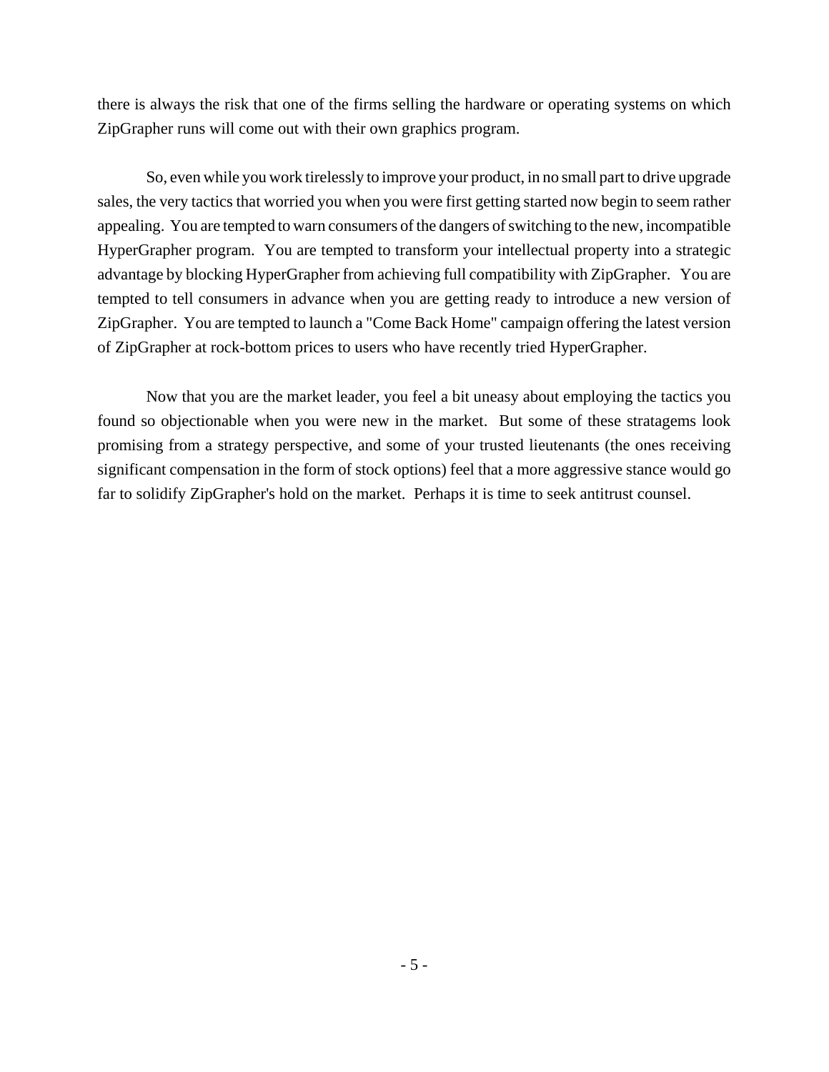there is always the risk that one of the firms selling the hardware or operating systems on which ZipGrapher runs will come out with their own graphics program.

So, even while you work tirelessly to improve your product, in no small part to drive upgrade sales, the very tactics that worried you when you were first getting started now begin to seem rather appealing. You are tempted to warn consumers of the dangers of switching to the new, incompatible HyperGrapher program. You are tempted to transform your intellectual property into a strategic advantage by blocking HyperGrapher from achieving full compatibility with ZipGrapher. You are tempted to tell consumers in advance when you are getting ready to introduce a new version of ZipGrapher. You are tempted to launch a "Come Back Home" campaign offering the latest version of ZipGrapher at rock-bottom prices to users who have recently tried HyperGrapher.

Now that you are the market leader, you feel a bit uneasy about employing the tactics you found so objectionable when you were new in the market. But some of these stratagems look promising from a strategy perspective, and some of your trusted lieutenants (the ones receiving significant compensation in the form of stock options) feel that a more aggressive stance would go far to solidify ZipGrapher's hold on the market. Perhaps it is time to seek antitrust counsel.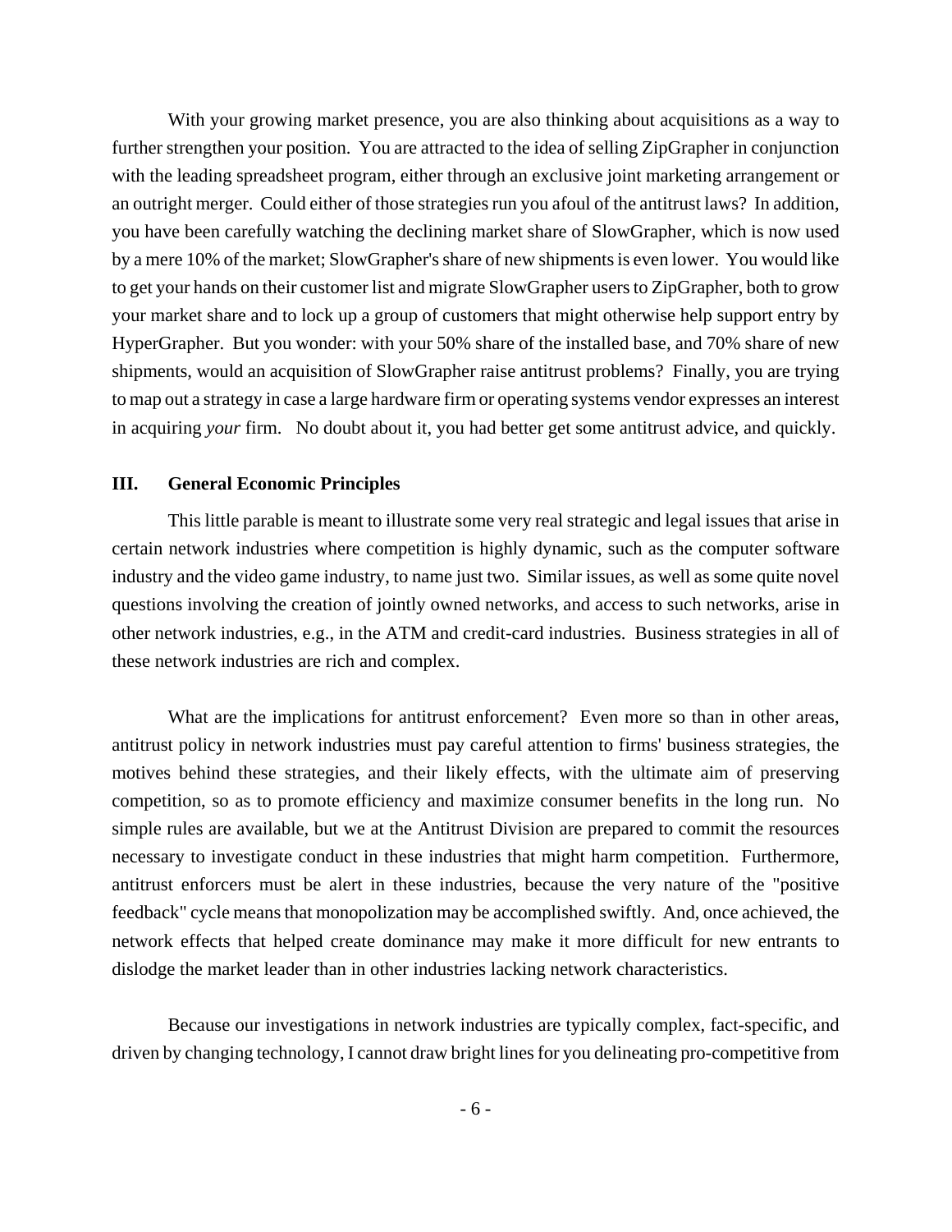With your growing market presence, you are also thinking about acquisitions as a way to further strengthen your position. You are attracted to the idea of selling ZipGrapher in conjunction with the leading spreadsheet program, either through an exclusive joint marketing arrangement or an outright merger. Could either of those strategies run you afoul of the antitrust laws? In addition, you have been carefully watching the declining market share of SlowGrapher, which is now used by a mere 10% of the market; SlowGrapher's share of new shipments is even lower. You would like to get your hands on their customer list and migrate SlowGrapher users to ZipGrapher, both to grow your market share and to lock up a group of customers that might otherwise help support entry by HyperGrapher. But you wonder: with your 50% share of the installed base, and 70% share of new shipments, would an acquisition of SlowGrapher raise antitrust problems? Finally, you are trying to map out a strategy in case a large hardware firm or operating systems vendor expresses an interest in acquiring *your* firm. No doubt about it, you had better get some antitrust advice, and quickly.

## III. General Economic Principles

This little parable is meant to illustrate some very real strategic and legal issues that arise in certain network industries where competition is highly dynamic, such as the computer software industry and the video game industry, to name just two. Similar issues, as well as some quite novel questions involving the creation of jointly owned networks, and access to such networks, arise in other network industries, e.g., in the ATM and credit-card industries. Business strategies in all of these network industries are rich and complex.

What are the implications for antitrust enforcement? Even more so than in other areas, antitrust policy in network industries must pay careful attention to firms' business strategies, the motives behind these strategies, and their likely effects, with the ultimate aim of preserving competition, so as to promote efficiency and maximize consumer benefits in the long run. No simple rules are available, but we at the Antitrust Division are prepared to commit the resources necessary to investigate conduct in these industries that might harm competition. Furthermore, antitrust enforcers must be alert in these industries, because the very nature of the "positive feedback" cycle means that monopolization may be accomplished swiftly. And, once achieved, the network effects that helped create dominance may make it more difficult for new entrants to dislodge the market leader than in other industries lacking network characteristics.

Because our investigations in network industries are typically complex, fact-specific, and driven by changing technology, I cannot draw bright lines for you delineating pro-competitive from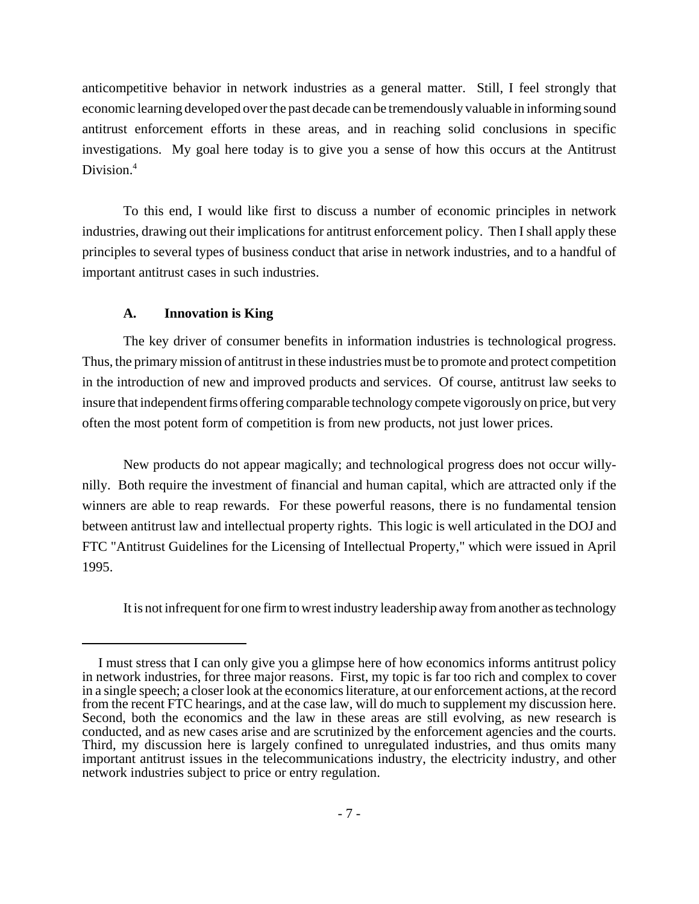anticompetitive behavior in network industries as a general matter. Still, I feel strongly that economic learning developed over the past decade can be tremendously valuable in informing sound antitrust enforcement efforts in these areas, and in reaching solid conclusions in specific investigations. My goal here today is to give you a sense of how this occurs at the Antitrust Division.[4]

To this end, I would like first to discuss a number of economic principles in network industries, drawing out their implications for antitrust enforcement policy. Then I shall apply these principles to several types of business conduct that arise in network industries, and to a handful of important antitrust cases in such industries.

### A. Innovation is King

The key driver of consumer benefits in information industries is technological progress. Thus, the primary mission of antitrust in these industries must be to promote and protect competition in the introduction of new and improved products and services. Of course, antitrust law seeks to insure that independent firms offering comparable technology compete vigorously on price, but very often the most potent form of competition is from new products, not just lower prices.

New products do not appear magically; and technological progress does not occur willy-nilly. Both require the investment of financial and human capital, which are attracted only if the winners are able to reap rewards. For these powerful reasons, there is no fundamental tension between antitrust law and intellectual property rights. This logic is well articulated in the DOJ and FTC "Antitrust Guidelines for the Licensing of Intellectual Property," which were issued in April 1995.

It is not infrequent for one firm to wrest industry leadership away from another as technology

---

[4] I must stress that I can only give you a glimpse here of how economics informs antitrust policy in network industries, for three major reasons. First, my topic is far too rich and complex to cover in a single speech; a closer look at the economics literature, at our enforcement actions, at the record from the recent FTC hearings, and at the case law, will do much to supplement my discussion here. Second, both the economics and the law in these areas are still evolving, as new research is conducted, and as new cases arise and are scrutinized by the enforcement agencies and the courts. Third, my discussion here is largely confined to unregulated industries, and thus omits many important antitrust issues in the telecommunications industry, the electricity industry, and other network industries subject to price or entry regulation.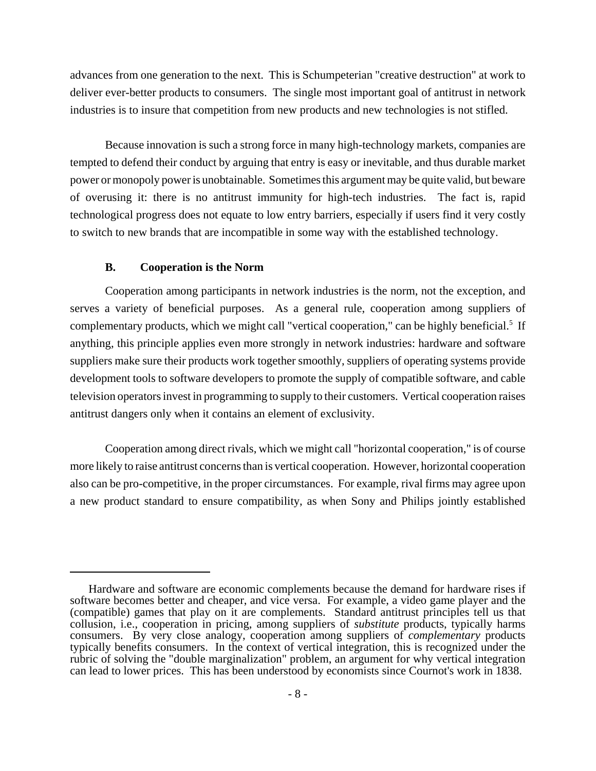advances from one generation to the next. This is Schumpeterian "creative destruction" at work to deliver ever-better products to consumers. The single most important goal of antitrust in network industries is to insure that competition from new products and new technologies is not stifled.

Because innovation is such a strong force in many high-technology markets, companies are tempted to defend their conduct by arguing that entry is easy or inevitable, and thus durable market power or monopoly power is unobtainable. Sometimes this argument may be quite valid, but beware of overusing it: there is no antitrust immunity for high-tech industries. The fact is, rapid technological progress does not equate to low entry barriers, especially if users find it very costly to switch to new brands that are incompatible in some way with the established technology.

### B. Cooperation is the Norm

Cooperation among participants in network industries is the norm, not the exception, and serves a variety of beneficial purposes. As a general rule, cooperation among suppliers of complementary products, which we might call "vertical cooperation," can be highly beneficial.[5] If anything, this principle applies even more strongly in network industries: hardware and software suppliers make sure their products work together smoothly, suppliers of operating systems provide development tools to software developers to promote the supply of compatible software, and cable television operators invest in programming to supply to their customers. Vertical cooperation raises antitrust dangers only when it contains an element of exclusivity.

Cooperation among direct rivals, which we might call "horizontal cooperation," is of course more likely to raise antitrust concerns than is vertical cooperation. However, horizontal cooperation also can be pro-competitive, in the proper circumstances. For example, rival firms may agree upon a new product standard to ensure compatibility, as when Sony and Philips jointly established

---

[5] Hardware and software are economic complements because the demand for hardware rises if software becomes better and cheaper, and vice versa. For example, a video game player and the (compatible) games that play on it are complements. Standard antitrust principles tell us that collusion, i.e., cooperation in pricing, among suppliers of *substitute* products, typically harms consumers. By very close analogy, cooperation among suppliers of *complementary* products typically benefits consumers. In the context of vertical integration, this is recognized under the rubric of solving the "double marginalization" problem, an argument for why vertical integration can lead to lower prices. This has been understood by economists since Cournot's work in 1838.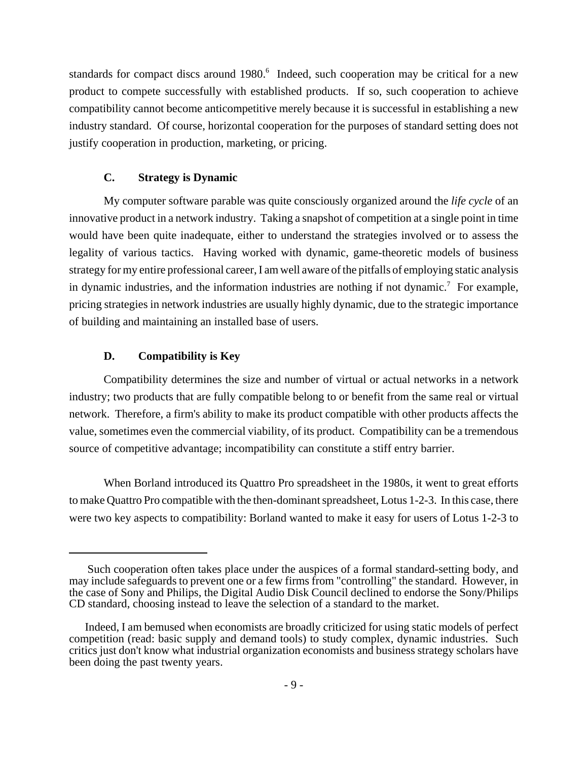standards for compact discs around 1980.[6] Indeed, such cooperation may be critical for a new product to compete successfully with established products. If so, such cooperation to achieve compatibility cannot become anticompetitive merely because it is successful in establishing a new industry standard. Of course, horizontal cooperation for the purposes of standard setting does not justify cooperation in production, marketing, or pricing.

### C. Strategy is Dynamic

My computer software parable was quite consciously organized around the *life cycle* of an innovative product in a network industry. Taking a snapshot of competition at a single point in time would have been quite inadequate, either to understand the strategies involved or to assess the legality of various tactics. Having worked with dynamic, game-theoretic models of business strategy for my entire professional career, I am well aware of the pitfalls of employing static analysis in dynamic industries, and the information industries are nothing if not dynamic.[7] For example, pricing strategies in network industries are usually highly dynamic, due to the strategic importance of building and maintaining an installed base of users.

### D. Compatibility is Key

Compatibility determines the size and number of virtual or actual networks in a network industry; two products that are fully compatible belong to or benefit from the same real or virtual network. Therefore, a firm's ability to make its product compatible with other products affects the value, sometimes even the commercial viability, of its product. Compatibility can be a tremendous source of competitive advantage; incompatibility can constitute a stiff entry barrier.

When Borland introduced its Quattro Pro spreadsheet in the 1980s, it went to great efforts to make Quattro Pro compatible with the then-dominant spreadsheet, Lotus 1-2-3. In this case, there were two key aspects to compatibility: Borland wanted to make it easy for users of Lotus 1-2-3 to

---

[6] Such cooperation often takes place under the auspices of a formal standard-setting body, and may include safeguards to prevent one or a few firms from "controlling" the standard. However, in the case of Sony and Philips, the Digital Audio Disk Council declined to endorse the Sony/Philips CD standard, choosing instead to leave the selection of a standard to the market.

[7] Indeed, I am bemused when economists are broadly criticized for using static models of perfect competition (read: basic supply and demand tools) to study complex, dynamic industries. Such critics just don't know what industrial organization economists and business strategy scholars have been doing the past twenty years.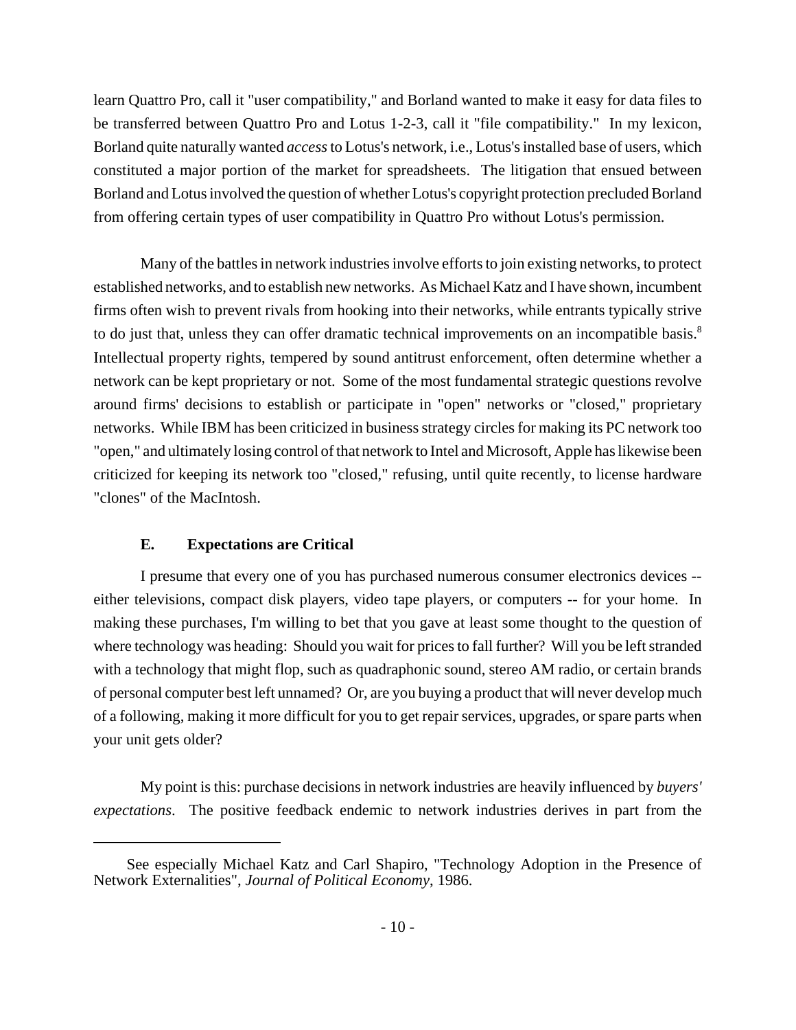learn Quattro Pro, call it "user compatibility," and Borland wanted to make it easy for data files to be transferred between Quattro Pro and Lotus 1-2-3, call it "file compatibility." In my lexicon, Borland quite naturally wanted *access* to Lotus's network, i.e., Lotus's installed base of users, which constituted a major portion of the market for spreadsheets. The litigation that ensued between Borland and Lotus involved the question of whether Lotus's copyright protection precluded Borland from offering certain types of user compatibility in Quattro Pro without Lotus's permission.

Many of the battles in network industries involve efforts to join existing networks, to protect established networks, and to establish new networks. As Michael Katz and I have shown, incumbent firms often wish to prevent rivals from hooking into their networks, while entrants typically strive to do just that, unless they can offer dramatic technical improvements on an incompatible basis.[8] Intellectual property rights, tempered by sound antitrust enforcement, often determine whether a network can be kept proprietary or not. Some of the most fundamental strategic questions revolve around firms' decisions to establish or participate in "open" networks or "closed," proprietary networks. While IBM has been criticized in business strategy circles for making its PC network too "open," and ultimately losing control of that network to Intel and Microsoft, Apple has likewise been criticized for keeping its network too "closed," refusing, until quite recently, to license hardware "clones" of the MacIntosh.

### E. Expectations are Critical

I presume that every one of you has purchased numerous consumer electronics devices -- either televisions, compact disk players, video tape players, or computers -- for your home. In making these purchases, I'm willing to bet that you gave at least some thought to the question of where technology was heading: Should you wait for prices to fall further? Will you be left stranded with a technology that might flop, such as quadraphonic sound, stereo AM radio, or certain brands of personal computer best left unnamed? Or, are you buying a product that will never develop much of a following, making it more difficult for you to get repair services, upgrades, or spare parts when your unit gets older?

My point is this: purchase decisions in network industries are heavily influenced by *buyers' expectations*. The positive feedback endemic to network industries derives in part from the

---

[8] See especially Michael Katz and Carl Shapiro, "Technology Adoption in the Presence of Network Externalities", *Journal of Political Economy*, 1986.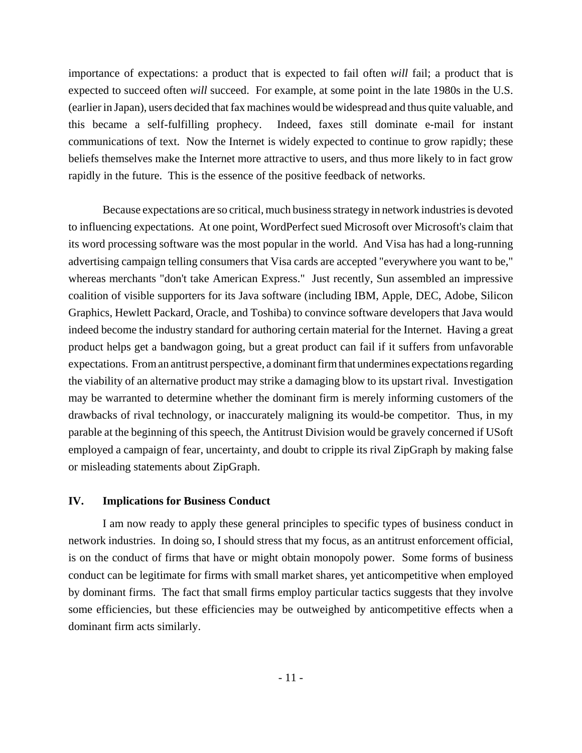importance of expectations: a product that is expected to fail often *will* fail; a product that is expected to succeed often *will* succeed. For example, at some point in the late 1980s in the U.S. (earlier in Japan), users decided that fax machines would be widespread and thus quite valuable, and this became a self-fulfilling prophecy. Indeed, faxes still dominate e-mail for instant communications of text. Now the Internet is widely expected to continue to grow rapidly; these beliefs themselves make the Internet more attractive to users, and thus more likely to in fact grow rapidly in the future. This is the essence of the positive feedback of networks.

Because expectations are so critical, much business strategy in network industries is devoted to influencing expectations. At one point, WordPerfect sued Microsoft over Microsoft's claim that its word processing software was the most popular in the world. And Visa has had a long-running advertising campaign telling consumers that Visa cards are accepted "everywhere you want to be," whereas merchants "don't take American Express." Just recently, Sun assembled an impressive coalition of visible supporters for its Java software (including IBM, Apple, DEC, Adobe, Silicon Graphics, Hewlett Packard, Oracle, and Toshiba) to convince software developers that Java would indeed become the industry standard for authoring certain material for the Internet. Having a great product helps get a bandwagon going, but a great product can fail if it suffers from unfavorable expectations. From an antitrust perspective, a dominant firm that undermines expectations regarding the viability of an alternative product may strike a damaging blow to its upstart rival. Investigation may be warranted to determine whether the dominant firm is merely informing customers of the drawbacks of rival technology, or inaccurately maligning its would-be competitor. Thus, in my parable at the beginning of this speech, the Antitrust Division would be gravely concerned if USoft employed a campaign of fear, uncertainty, and doubt to cripple its rival ZipGraph by making false or misleading statements about ZipGraph.

## IV. Implications for Business Conduct

I am now ready to apply these general principles to specific types of business conduct in network industries. In doing so, I should stress that my focus, as an antitrust enforcement official, is on the conduct of firms that have or might obtain monopoly power. Some forms of business conduct can be legitimate for firms with small market shares, yet anticompetitive when employed by dominant firms. The fact that small firms employ particular tactics suggests that they involve some efficiencies, but these efficiencies may be outweighed by anticompetitive effects when a dominant firm acts similarly.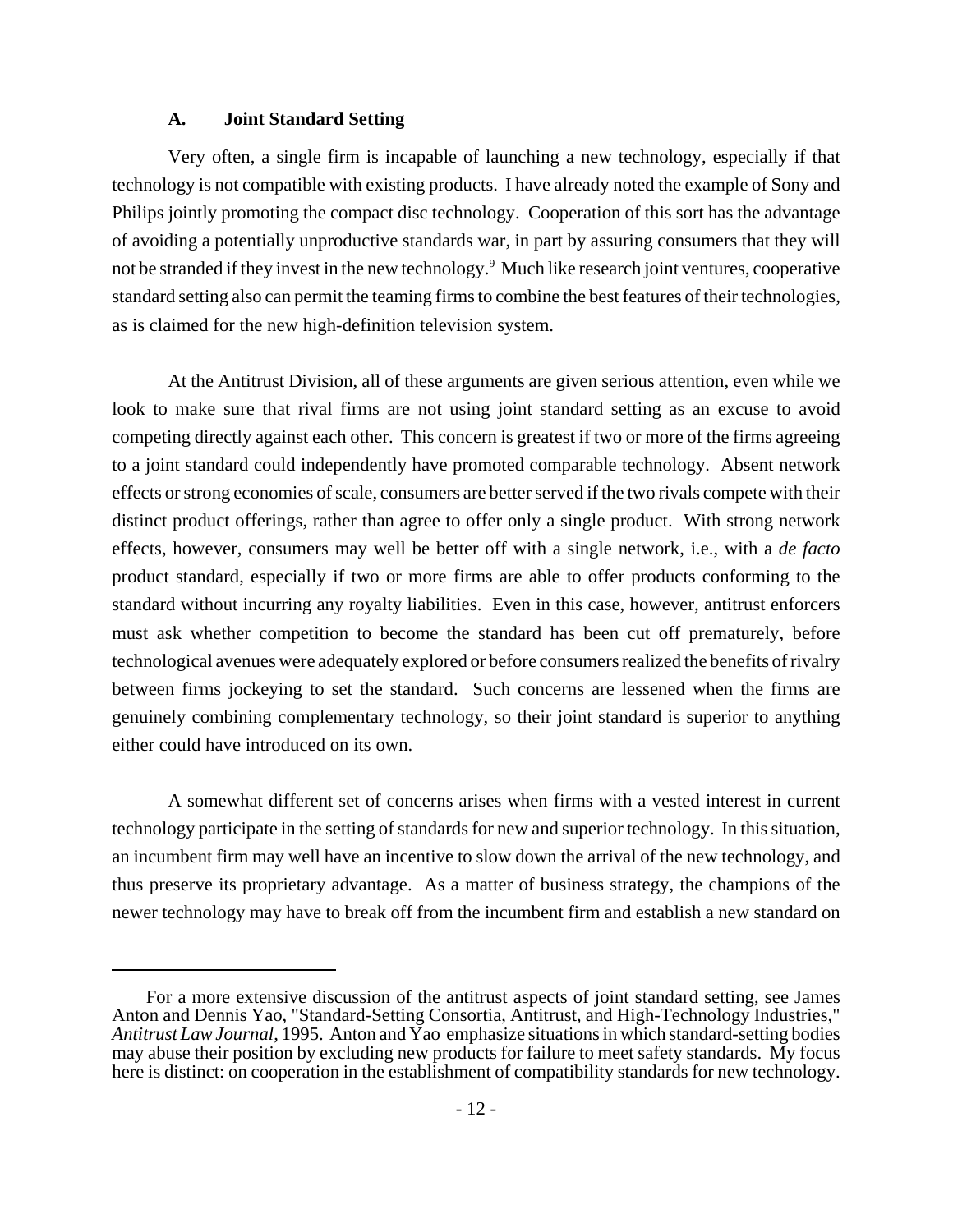### A. Joint Standard Setting

Very often, a single firm is incapable of launching a new technology, especially if that technology is not compatible with existing products. I have already noted the example of Sony and Philips jointly promoting the compact disc technology. Cooperation of this sort has the advantage of avoiding a potentially unproductive standards war, in part by assuring consumers that they will not be stranded if they invest in the new technology.[9] Much like research joint ventures, cooperative standard setting also can permit the teaming firms to combine the best features of their technologies, as is claimed for the new high-definition television system.

At the Antitrust Division, all of these arguments are given serious attention, even while we look to make sure that rival firms are not using joint standard setting as an excuse to avoid competing directly against each other. This concern is greatest if two or more of the firms agreeing to a joint standard could independently have promoted comparable technology. Absent network effects or strong economies of scale, consumers are better served if the two rivals compete with their distinct product offerings, rather than agree to offer only a single product. With strong network effects, however, consumers may well be better off with a single network, i.e., with a *de facto* product standard, especially if two or more firms are able to offer products conforming to the standard without incurring any royalty liabilities. Even in this case, however, antitrust enforcers must ask whether competition to become the standard has been cut off prematurely, before technological avenues were adequately explored or before consumers realized the benefits of rivalry between firms jockeying to set the standard. Such concerns are lessened when the firms are genuinely combining complementary technology, so their joint standard is superior to anything either could have introduced on its own.

A somewhat different set of concerns arises when firms with a vested interest in current technology participate in the setting of standards for new and superior technology. In this situation, an incumbent firm may well have an incentive to slow down the arrival of the new technology, and thus preserve its proprietary advantage. As a matter of business strategy, the champions of the newer technology may have to break off from the incumbent firm and establish a new standard on

---

For a more extensive discussion of the antitrust aspects of joint standard setting, see James Anton and Dennis Yao, "Standard-Setting Consortia, Antitrust, and High-Technology Industries," *Antitrust Law Journal*, 1995. Anton and Yao emphasize situations in which standard-setting bodies may abuse their position by excluding new products for failure to meet safety standards. My focus here is distinct: on cooperation in the establishment of compatibility standards for new technology.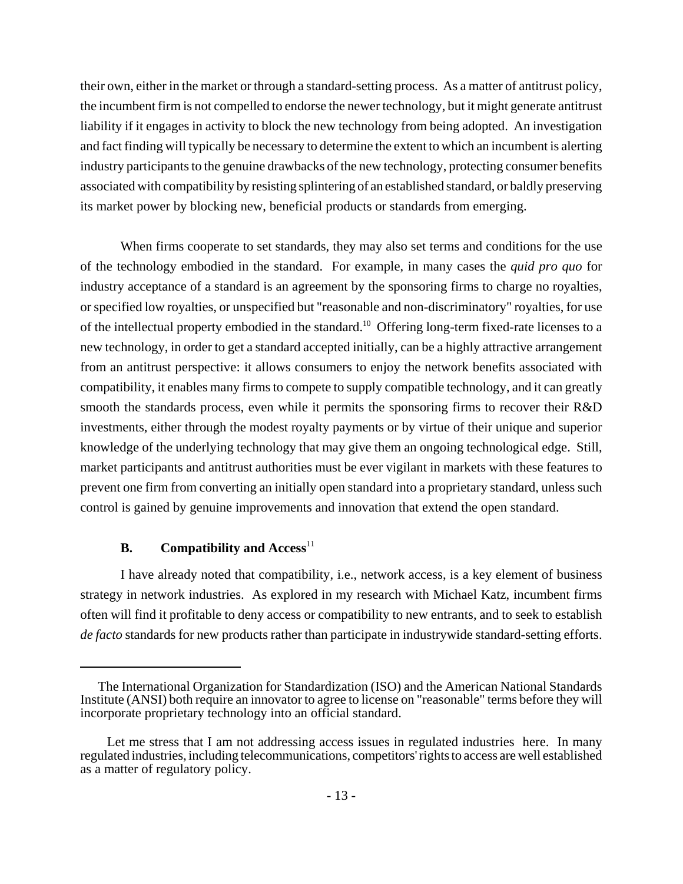their own, either in the market or through a standard-setting process. As a matter of antitrust policy, the incumbent firm is not compelled to endorse the newer technology, but it might generate antitrust liability if it engages in activity to block the new technology from being adopted. An investigation and fact finding will typically be necessary to determine the extent to which an incumbent is alerting industry participants to the genuine drawbacks of the new technology, protecting consumer benefits associated with compatibility by resisting splintering of an established standard, or baldly preserving its market power by blocking new, beneficial products or standards from emerging.

When firms cooperate to set standards, they may also set terms and conditions for the use of the technology embodied in the standard. For example, in many cases the *quid pro quo* for industry acceptance of a standard is an agreement by the sponsoring firms to charge no royalties, or specified low royalties, or unspecified but "reasonable and non-discriminatory" royalties, for use of the intellectual property embodied in the standard.[10] Offering long-term fixed-rate licenses to a new technology, in order to get a standard accepted initially, can be a highly attractive arrangement from an antitrust perspective: it allows consumers to enjoy the network benefits associated with compatibility, it enables many firms to compete to supply compatible technology, and it can greatly smooth the standards process, even while it permits the sponsoring firms to recover their R&D investments, either through the modest royalty payments or by virtue of their unique and superior knowledge of the underlying technology that may give them an ongoing technological edge. Still, market participants and antitrust authorities must be ever vigilant in markets with these features to prevent one firm from converting an initially open standard into a proprietary standard, unless such control is gained by genuine improvements and innovation that extend the open standard.

### B. Compatibility and Access[11]

I have already noted that compatibility, i.e., network access, is a key element of business strategy in network industries. As explored in my research with Michael Katz, incumbent firms often will find it profitable to deny access or compatibility to new entrants, and to seek to establish *de facto* standards for new products rather than participate in industrywide standard-setting efforts.

---

[10] The International Organization for Standardization (ISO) and the American National Standards Institute (ANSI) both require an innovator to agree to license on "reasonable" terms before they will incorporate proprietary technology into an official standard.

[11] Let me stress that I am not addressing access issues in regulated industries here. In many regulated industries, including telecommunications, competitors' rights to access are well established as a matter of regulatory policy.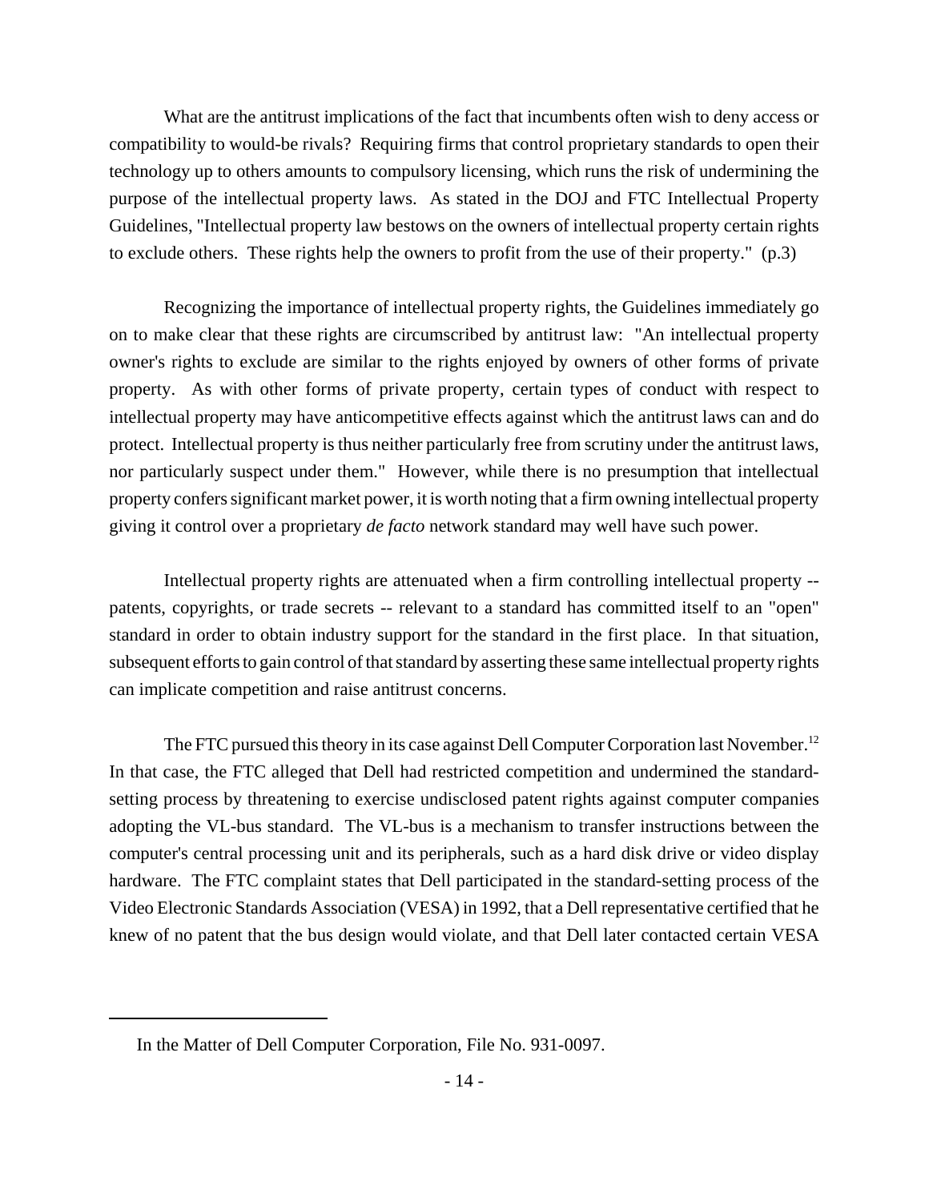What are the antitrust implications of the fact that incumbents often wish to deny access or compatibility to would-be rivals? Requiring firms that control proprietary standards to open their technology up to others amounts to compulsory licensing, which runs the risk of undermining the purpose of the intellectual property laws. As stated in the DOJ and FTC Intellectual Property Guidelines, "Intellectual property law bestows on the owners of intellectual property certain rights to exclude others. These rights help the owners to profit from the use of their property." (p.3)

Recognizing the importance of intellectual property rights, the Guidelines immediately go on to make clear that these rights are circumscribed by antitrust law: "An intellectual property owner's rights to exclude are similar to the rights enjoyed by owners of other forms of private property. As with other forms of private property, certain types of conduct with respect to intellectual property may have anticompetitive effects against which the antitrust laws can and do protect. Intellectual property is thus neither particularly free from scrutiny under the antitrust laws, nor particularly suspect under them." However, while there is no presumption that intellectual property confers significant market power, it is worth noting that a firm owning intellectual property giving it control over a proprietary *de facto* network standard may well have such power.

Intellectual property rights are attenuated when a firm controlling intellectual property -- patents, copyrights, or trade secrets -- relevant to a standard has committed itself to an "open" standard in order to obtain industry support for the standard in the first place. In that situation, subsequent efforts to gain control of that standard by asserting these same intellectual property rights can implicate competition and raise antitrust concerns.

The FTC pursued this theory in its case against Dell Computer Corporation last November.[12] In that case, the FTC alleged that Dell had restricted competition and undermined the standard-setting process by threatening to exercise undisclosed patent rights against computer companies adopting the VL-bus standard. The VL-bus is a mechanism to transfer instructions between the computer's central processing unit and its peripherals, such as a hard disk drive or video display hardware. The FTC complaint states that Dell participated in the standard-setting process of the Video Electronic Standards Association (VESA) in 1992, that a Dell representative certified that he knew of no patent that the bus design would violate, and that Dell later contacted certain VESA

---

In the Matter of Dell Computer Corporation, File No. 931-0097.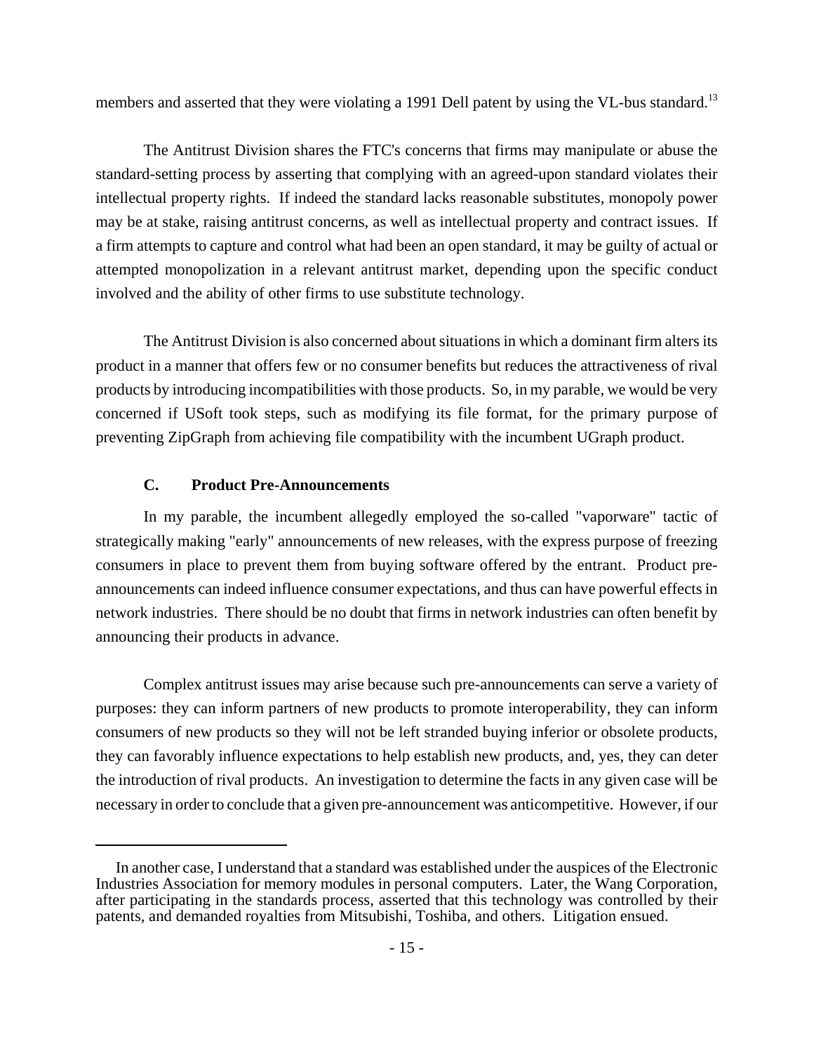members and asserted that they were violating a 1991 Dell patent by using the VL-bus standard.[13]

The Antitrust Division shares the FTC's concerns that firms may manipulate or abuse the standard-setting process by asserting that complying with an agreed-upon standard violates their intellectual property rights. If indeed the standard lacks reasonable substitutes, monopoly power may be at stake, raising antitrust concerns, as well as intellectual property and contract issues. If a firm attempts to capture and control what had been an open standard, it may be guilty of actual or attempted monopolization in a relevant antitrust market, depending upon the specific conduct involved and the ability of other firms to use substitute technology.

The Antitrust Division is also concerned about situations in which a dominant firm alters its product in a manner that offers few or no consumer benefits but reduces the attractiveness of rival products by introducing incompatibilities with those products. So, in my parable, we would be very concerned if USoft took steps, such as modifying its file format, for the primary purpose of preventing ZipGraph from achieving file compatibility with the incumbent UGraph product.

### C. Product Pre-Announcements

In my parable, the incumbent allegedly employed the so-called "vaporware" tactic of strategically making "early" announcements of new releases, with the express purpose of freezing consumers in place to prevent them from buying software offered by the entrant. Product pre-announcements can indeed influence consumer expectations, and thus can have powerful effects in network industries. There should be no doubt that firms in network industries can often benefit by announcing their products in advance.

Complex antitrust issues may arise because such pre-announcements can serve a variety of purposes: they can inform partners of new products to promote interoperability, they can inform consumers of new products so they will not be left stranded buying inferior or obsolete products, they can favorably influence expectations to help establish new products, and, yes, they can deter the introduction of rival products. An investigation to determine the facts in any given case will be necessary in order to conclude that a given pre-announcement was anticompetitive. However, if our

---

In another case, I understand that a standard was established under the auspices of the Electronic Industries Association for memory modules in personal computers. Later, the Wang Corporation, after participating in the standards process, asserted that this technology was controlled by their patents, and demanded royalties from Mitsubishi, Toshiba, and others. Litigation ensued.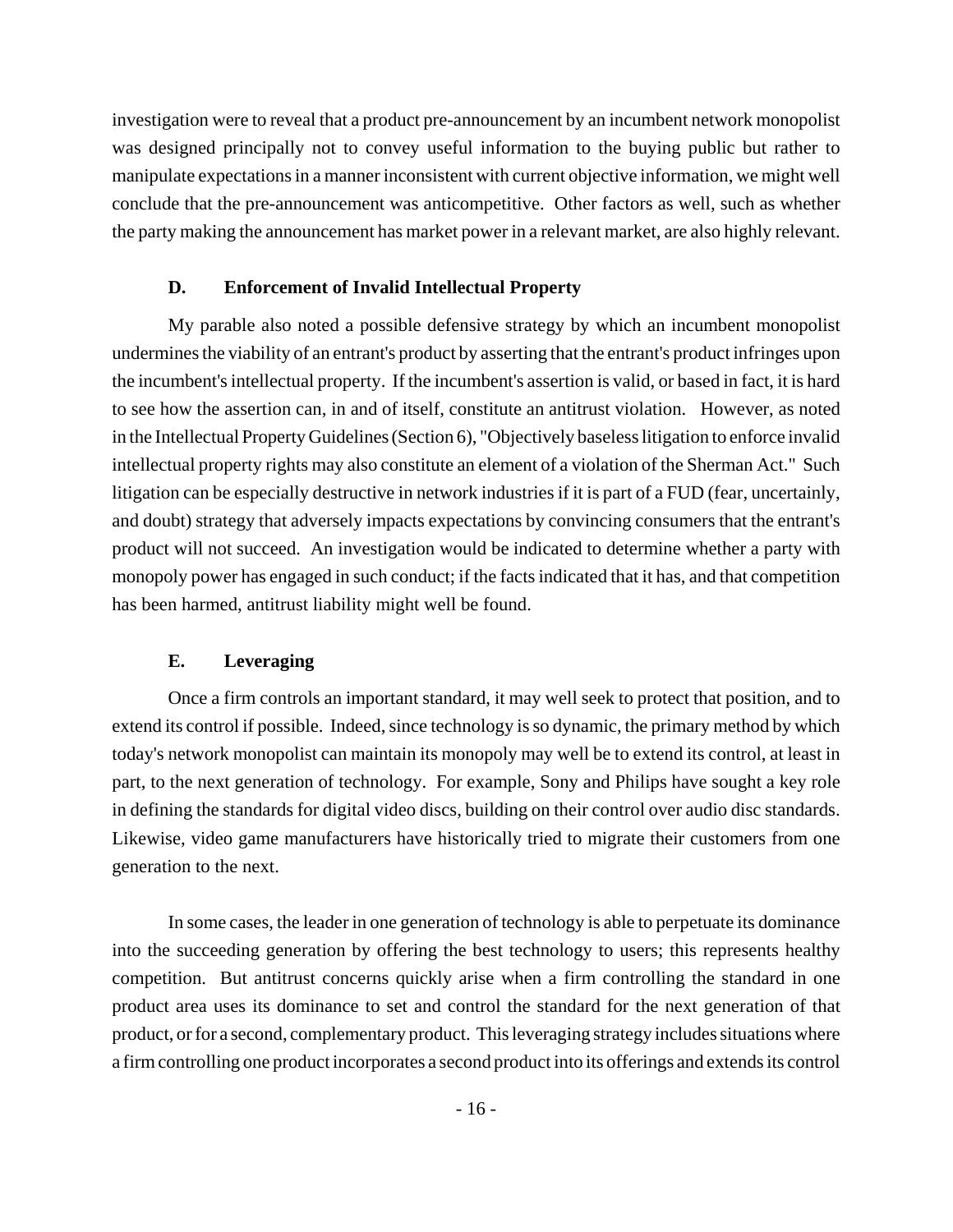investigation were to reveal that a product pre-announcement by an incumbent network monopolist was designed principally not to convey useful information to the buying public but rather to manipulate expectations in a manner inconsistent with current objective information, we might well conclude that the pre-announcement was anticompetitive. Other factors as well, such as whether the party making the announcement has market power in a relevant market, are also highly relevant.

### D. Enforcement of Invalid Intellectual Property

My parable also noted a possible defensive strategy by which an incumbent monopolist undermines the viability of an entrant's product by asserting that the entrant's product infringes upon the incumbent's intellectual property. If the incumbent's assertion is valid, or based in fact, it is hard to see how the assertion can, in and of itself, constitute an antitrust violation. However, as noted in the Intellectual Property Guidelines (Section 6), "Objectively baseless litigation to enforce invalid intellectual property rights may also constitute an element of a violation of the Sherman Act." Such litigation can be especially destructive in network industries if it is part of a FUD (fear, uncertainly, and doubt) strategy that adversely impacts expectations by convincing consumers that the entrant's product will not succeed. An investigation would be indicated to determine whether a party with monopoly power has engaged in such conduct; if the facts indicated that it has, and that competition has been harmed, antitrust liability might well be found.

### E. Leveraging

Once a firm controls an important standard, it may well seek to protect that position, and to extend its control if possible. Indeed, since technology is so dynamic, the primary method by which today's network monopolist can maintain its monopoly may well be to extend its control, at least in part, to the next generation of technology. For example, Sony and Philips have sought a key role in defining the standards for digital video discs, building on their control over audio disc standards. Likewise, video game manufacturers have historically tried to migrate their customers from one generation to the next.

In some cases, the leader in one generation of technology is able to perpetuate its dominance into the succeeding generation by offering the best technology to users; this represents healthy competition. But antitrust concerns quickly arise when a firm controlling the standard in one product area uses its dominance to set and control the standard for the next generation of that product, or for a second, complementary product. This leveraging strategy includes situations where a firm controlling one product incorporates a second product into its offerings and extends its control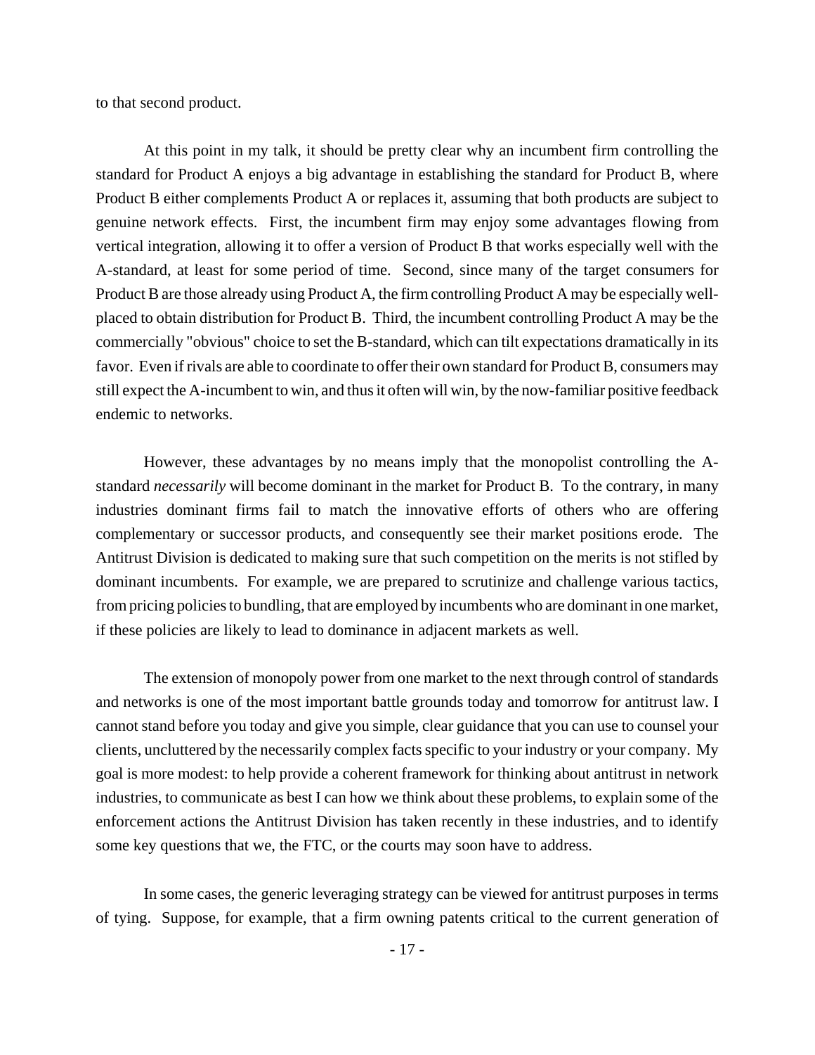to that second product.

At this point in my talk, it should be pretty clear why an incumbent firm controlling the standard for Product A enjoys a big advantage in establishing the standard for Product B, where Product B either complements Product A or replaces it, assuming that both products are subject to genuine network effects. First, the incumbent firm may enjoy some advantages flowing from vertical integration, allowing it to offer a version of Product B that works especially well with the A-standard, at least for some period of time. Second, since many of the target consumers for Product B are those already using Product A, the firm controlling Product A may be especially well-placed to obtain distribution for Product B. Third, the incumbent controlling Product A may be the commercially "obvious" choice to set the B-standard, which can tilt expectations dramatically in its favor. Even if rivals are able to coordinate to offer their own standard for Product B, consumers may still expect the A-incumbent to win, and thus it often will win, by the now-familiar positive feedback endemic to networks.

However, these advantages by no means imply that the monopolist controlling the A-standard *necessarily* will become dominant in the market for Product B. To the contrary, in many industries dominant firms fail to match the innovative efforts of others who are offering complementary or successor products, and consequently see their market positions erode. The Antitrust Division is dedicated to making sure that such competition on the merits is not stifled by dominant incumbents. For example, we are prepared to scrutinize and challenge various tactics, from pricing policies to bundling, that are employed by incumbents who are dominant in one market, if these policies are likely to lead to dominance in adjacent markets as well.

The extension of monopoly power from one market to the next through control of standards and networks is one of the most important battle grounds today and tomorrow for antitrust law. I cannot stand before you today and give you simple, clear guidance that you can use to counsel your clients, uncluttered by the necessarily complex facts specific to your industry or your company. My goal is more modest: to help provide a coherent framework for thinking about antitrust in network industries, to communicate as best I can how we think about these problems, to explain some of the enforcement actions the Antitrust Division has taken recently in these industries, and to identify some key questions that we, the FTC, or the courts may soon have to address.

In some cases, the generic leveraging strategy can be viewed for antitrust purposes in terms of tying. Suppose, for example, that a firm owning patents critical to the current generation of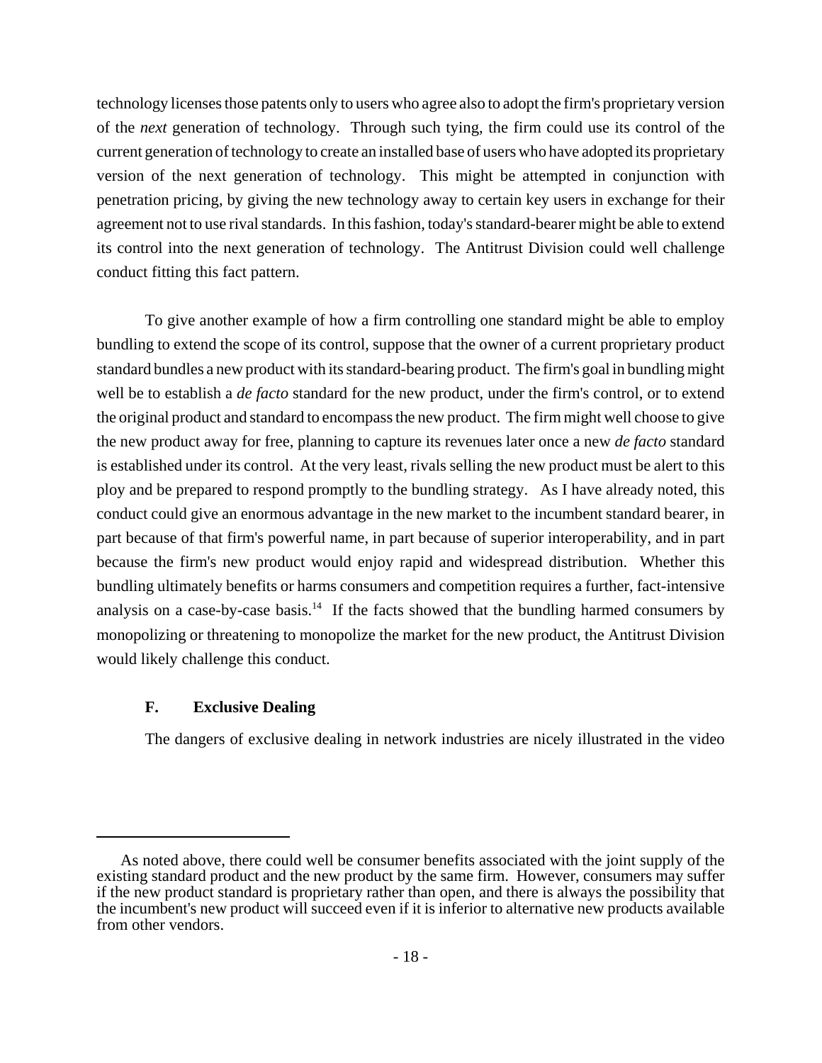technology licenses those patents only to users who agree also to adopt the firm's proprietary version of the *next* generation of technology. Through such tying, the firm could use its control of the current generation of technology to create an installed base of users who have adopted its proprietary version of the next generation of technology. This might be attempted in conjunction with penetration pricing, by giving the new technology away to certain key users in exchange for their agreement not to use rival standards. In this fashion, today's standard-bearer might be able to extend its control into the next generation of technology. The Antitrust Division could well challenge conduct fitting this fact pattern.

To give another example of how a firm controlling one standard might be able to employ bundling to extend the scope of its control, suppose that the owner of a current proprietary product standard bundles a new product with its standard-bearing product. The firm's goal in bundling might well be to establish a *de facto* standard for the new product, under the firm's control, or to extend the original product and standard to encompass the new product. The firm might well choose to give the new product away for free, planning to capture its revenues later once a new *de facto* standard is established under its control. At the very least, rivals selling the new product must be alert to this ploy and be prepared to respond promptly to the bundling strategy. As I have already noted, this conduct could give an enormous advantage in the new market to the incumbent standard bearer, in part because of that firm's powerful name, in part because of superior interoperability, and in part because the firm's new product would enjoy rapid and widespread distribution. Whether this bundling ultimately benefits or harms consumers and competition requires a further, fact-intensive analysis on a case-by-case basis.[14] If the facts showed that the bundling harmed consumers by monopolizing or threatening to monopolize the market for the new product, the Antitrust Division would likely challenge this conduct.

### F. Exclusive Dealing

The dangers of exclusive dealing in network industries are nicely illustrated in the video

---

As noted above, there could well be consumer benefits associated with the joint supply of the existing standard product and the new product by the same firm. However, consumers may suffer if the new product standard is proprietary rather than open, and there is always the possibility that the incumbent's new product will succeed even if it is inferior to alternative new products available from other vendors.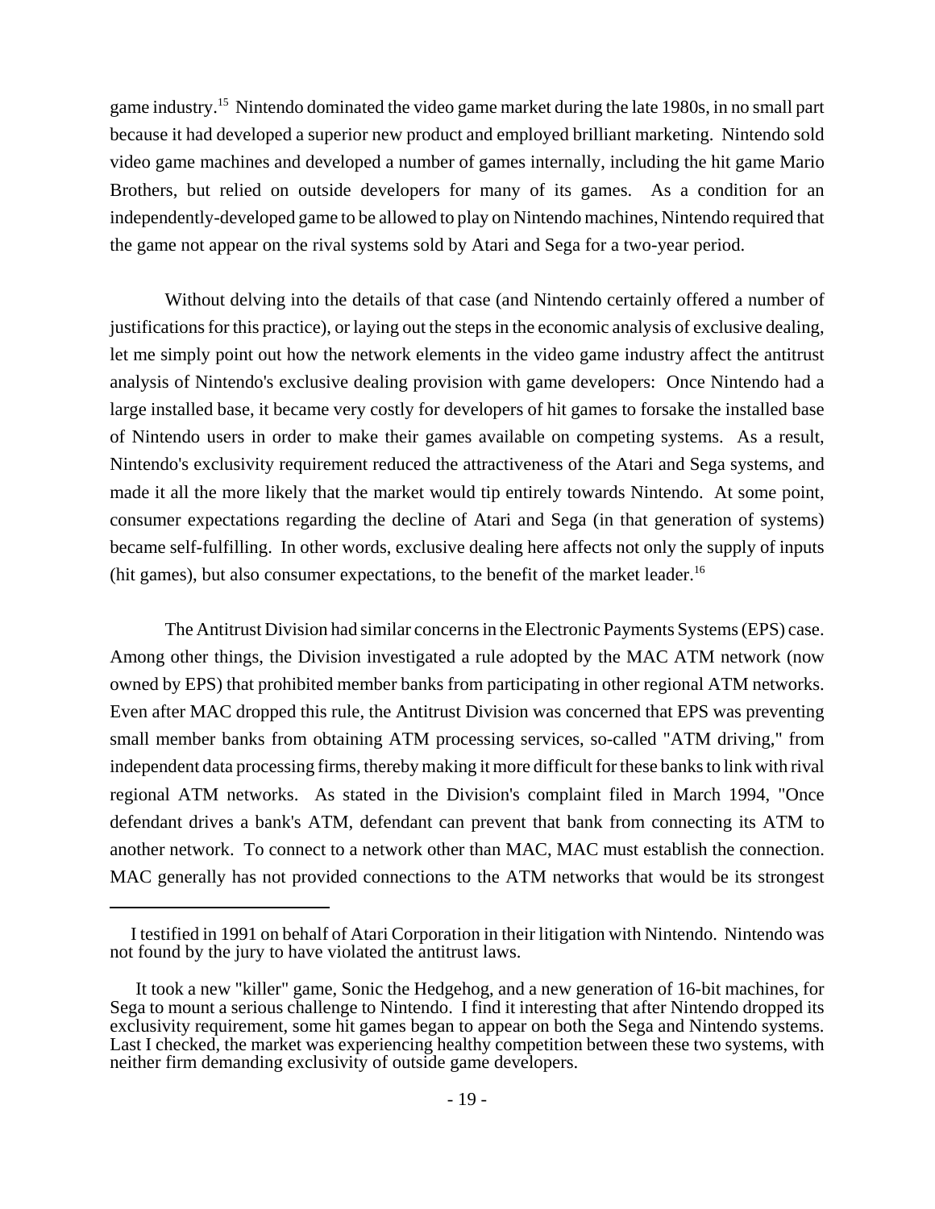game industry.[15] Nintendo dominated the video game market during the late 1980s, in no small part because it had developed a superior new product and employed brilliant marketing. Nintendo sold video game machines and developed a number of games internally, including the hit game Mario Brothers, but relied on outside developers for many of its games. As a condition for an independently-developed game to be allowed to play on Nintendo machines, Nintendo required that the game not appear on the rival systems sold by Atari and Sega for a two-year period.

Without delving into the details of that case (and Nintendo certainly offered a number of justifications for this practice), or laying out the steps in the economic analysis of exclusive dealing, let me simply point out how the network elements in the video game industry affect the antitrust analysis of Nintendo's exclusive dealing provision with game developers: Once Nintendo had a large installed base, it became very costly for developers of hit games to forsake the installed base of Nintendo users in order to make their games available on competing systems. As a result, Nintendo's exclusivity requirement reduced the attractiveness of the Atari and Sega systems, and made it all the more likely that the market would tip entirely towards Nintendo. At some point, consumer expectations regarding the decline of Atari and Sega (in that generation of systems) became self-fulfilling. In other words, exclusive dealing here affects not only the supply of inputs (hit games), but also consumer expectations, to the benefit of the market leader.[16]

The Antitrust Division had similar concerns in the Electronic Payments Systems (EPS) case. Among other things, the Division investigated a rule adopted by the MAC ATM network (now owned by EPS) that prohibited member banks from participating in other regional ATM networks. Even after MAC dropped this rule, the Antitrust Division was concerned that EPS was preventing small member banks from obtaining ATM processing services, so-called "ATM driving," from independent data processing firms, thereby making it more difficult for these banks to link with rival regional ATM networks. As stated in the Division's complaint filed in March 1994, "Once defendant drives a bank's ATM, defendant can prevent that bank from connecting its ATM to another network. To connect to a network other than MAC, MAC must establish the connection. MAC generally has not provided connections to the ATM networks that would be its strongest

---

[15] I testified in 1991 on behalf of Atari Corporation in their litigation with Nintendo. Nintendo was not found by the jury to have violated the antitrust laws.

[16] It took a new "killer" game, Sonic the Hedgehog, and a new generation of 16-bit machines, for Sega to mount a serious challenge to Nintendo. I find it interesting that after Nintendo dropped its exclusivity requirement, some hit games began to appear on both the Sega and Nintendo systems. Last I checked, the market was experiencing healthy competition between these two systems, with neither firm demanding exclusivity of outside game developers.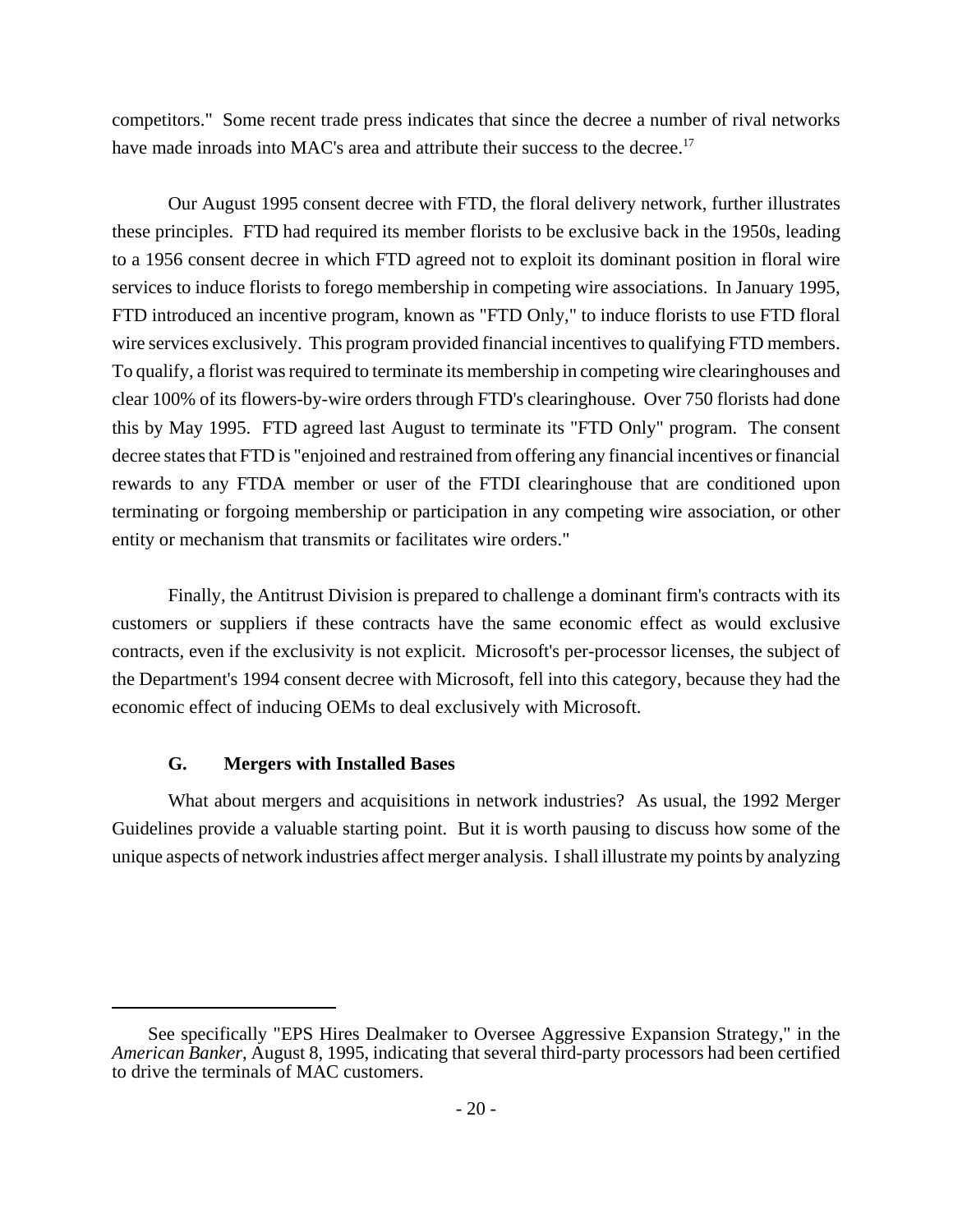competitors." Some recent trade press indicates that since the decree a number of rival networks have made inroads into MAC's area and attribute their success to the decree.[17]

Our August 1995 consent decree with FTD, the floral delivery network, further illustrates these principles. FTD had required its member florists to be exclusive back in the 1950s, leading to a 1956 consent decree in which FTD agreed not to exploit its dominant position in floral wire services to induce florists to forego membership in competing wire associations. In January 1995, FTD introduced an incentive program, known as "FTD Only," to induce florists to use FTD floral wire services exclusively. This program provided financial incentives to qualifying FTD members. To qualify, a florist was required to terminate its membership in competing wire clearinghouses and clear 100% of its flowers-by-wire orders through FTD's clearinghouse. Over 750 florists had done this by May 1995. FTD agreed last August to terminate its "FTD Only" program. The consent decree states that FTD is "enjoined and restrained from offering any financial incentives or financial rewards to any FTDA member or user of the FTDI clearinghouse that are conditioned upon terminating or forgoing membership or participation in any competing wire association, or other entity or mechanism that transmits or facilitates wire orders."

Finally, the Antitrust Division is prepared to challenge a dominant firm's contracts with its customers or suppliers if these contracts have the same economic effect as would exclusive contracts, even if the exclusivity is not explicit. Microsoft's per-processor licenses, the subject of the Department's 1994 consent decree with Microsoft, fell into this category, because they had the economic effect of inducing OEMs to deal exclusively with Microsoft.

### G. Mergers with Installed Bases

What about mergers and acquisitions in network industries? As usual, the 1992 Merger Guidelines provide a valuable starting point. But it is worth pausing to discuss how some of the unique aspects of network industries affect merger analysis. I shall illustrate my points by analyzing

---

See specifically "EPS Hires Dealmaker to Oversee Aggressive Expansion Strategy," in the *American Banker*, August 8, 1995, indicating that several third-party processors had been certified to drive the terminals of MAC customers.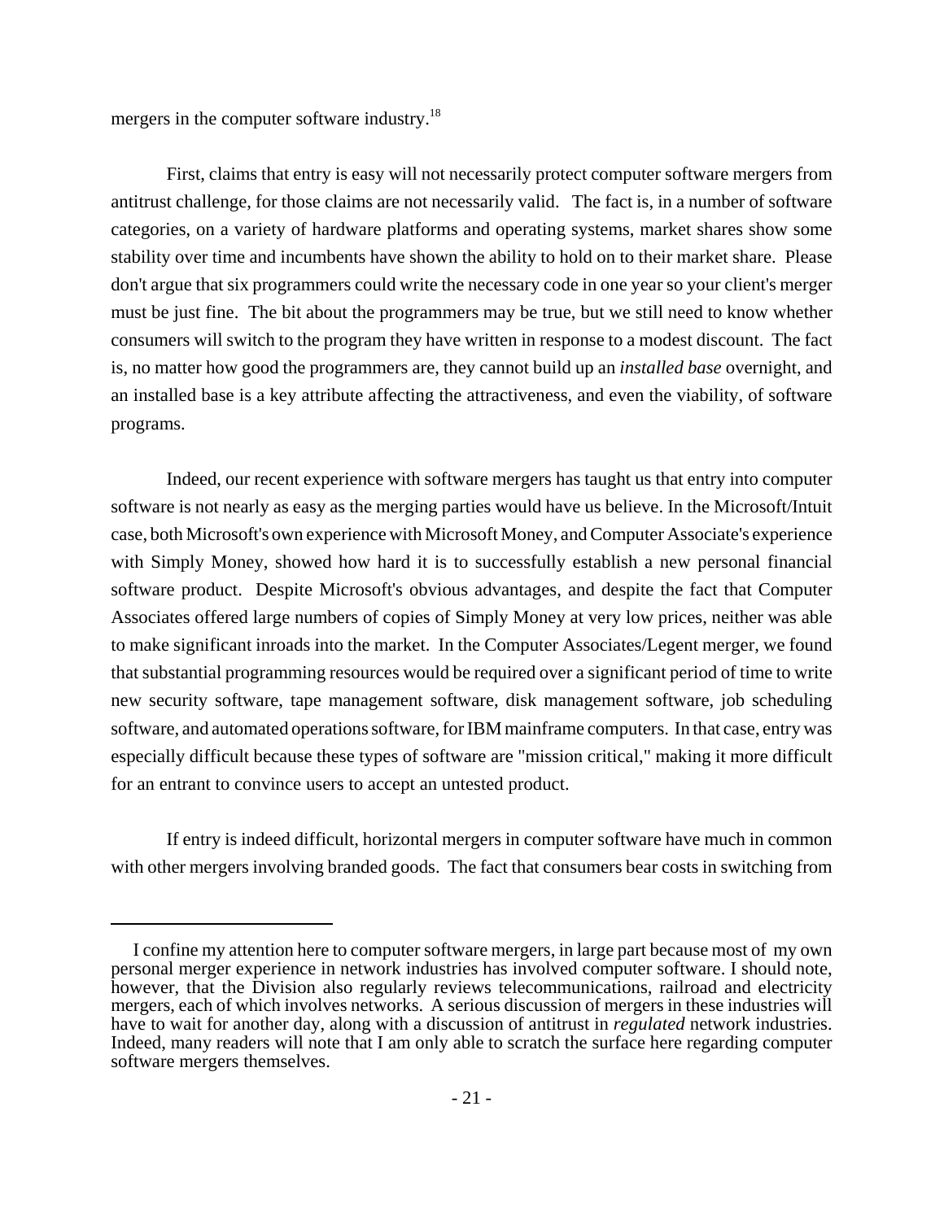mergers in the computer software industry.[18]

First, claims that entry is easy will not necessarily protect computer software mergers from antitrust challenge, for those claims are not necessarily valid. The fact is, in a number of software categories, on a variety of hardware platforms and operating systems, market shares show some stability over time and incumbents have shown the ability to hold on to their market share. Please don't argue that six programmers could write the necessary code in one year so your client's merger must be just fine. The bit about the programmers may be true, but we still need to know whether consumers will switch to the program they have written in response to a modest discount. The fact is, no matter how good the programmers are, they cannot build up an *installed base* overnight, and an installed base is a key attribute affecting the attractiveness, and even the viability, of software programs.

Indeed, our recent experience with software mergers has taught us that entry into computer software is not nearly as easy as the merging parties would have us believe. In the Microsoft/Intuit case, both Microsoft's own experience with Microsoft Money, and Computer Associate's experience with Simply Money, showed how hard it is to successfully establish a new personal financial software product. Despite Microsoft's obvious advantages, and despite the fact that Computer Associates offered large numbers of copies of Simply Money at very low prices, neither was able to make significant inroads into the market. In the Computer Associates/Legent merger, we found that substantial programming resources would be required over a significant period of time to write new security software, tape management software, disk management software, job scheduling software, and automated operations software, for IBM mainframe computers. In that case, entry was especially difficult because these types of software are "mission critical," making it more difficult for an entrant to convince users to accept an untested product.

If entry is indeed difficult, horizontal mergers in computer software have much in common with other mergers involving branded goods. The fact that consumers bear costs in switching from

---

[18] I confine my attention here to computer software mergers, in large part because most of my own personal merger experience in network industries has involved computer software. I should note, however, that the Division also regularly reviews telecommunications, railroad and electricity mergers, each of which involves networks. A serious discussion of mergers in these industries will have to wait for another day, along with a discussion of antitrust in *regulated* network industries. Indeed, many readers will note that I am only able to scratch the surface here regarding computer software mergers themselves.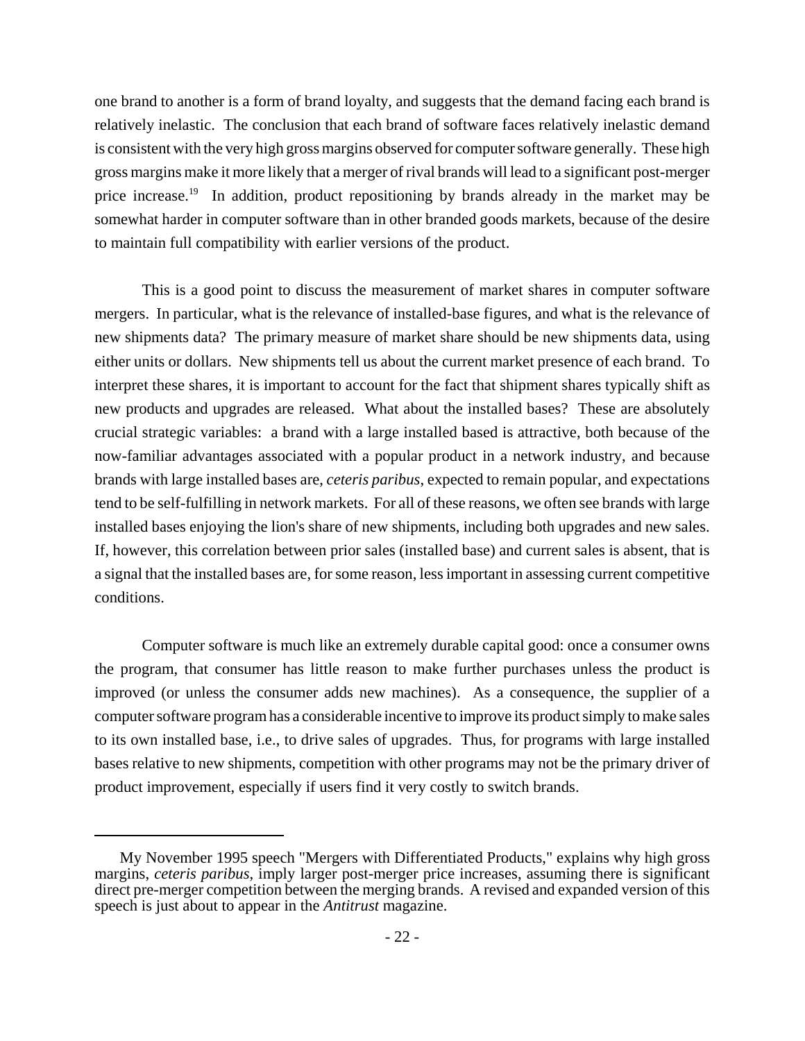one brand to another is a form of brand loyalty, and suggests that the demand facing each brand is relatively inelastic. The conclusion that each brand of software faces relatively inelastic demand is consistent with the very high gross margins observed for computer software generally. These high gross margins make it more likely that a merger of rival brands will lead to a significant post-merger price increase.[19] In addition, product repositioning by brands already in the market may be somewhat harder in computer software than in other branded goods markets, because of the desire to maintain full compatibility with earlier versions of the product.

This is a good point to discuss the measurement of market shares in computer software mergers. In particular, what is the relevance of installed-base figures, and what is the relevance of new shipments data? The primary measure of market share should be new shipments data, using either units or dollars. New shipments tell us about the current market presence of each brand. To interpret these shares, it is important to account for the fact that shipment shares typically shift as new products and upgrades are released. What about the installed bases? These are absolutely crucial strategic variables: a brand with a large installed based is attractive, both because of the now-familiar advantages associated with a popular product in a network industry, and because brands with large installed bases are, *ceteris paribus*, expected to remain popular, and expectations tend to be self-fulfilling in network markets. For all of these reasons, we often see brands with large installed bases enjoying the lion's share of new shipments, including both upgrades and new sales. If, however, this correlation between prior sales (installed base) and current sales is absent, that is a signal that the installed bases are, for some reason, less important in assessing current competitive conditions.

Computer software is much like an extremely durable capital good: once a consumer owns the program, that consumer has little reason to make further purchases unless the product is improved (or unless the consumer adds new machines). As a consequence, the supplier of a computer software program has a considerable incentive to improve its product simply to make sales to its own installed base, i.e., to drive sales of upgrades. Thus, for programs with large installed bases relative to new shipments, competition with other programs may not be the primary driver of product improvement, especially if users find it very costly to switch brands.

---

[19] My November 1995 speech "Mergers with Differentiated Products," explains why high gross margins, *ceteris paribus*, imply larger post-merger price increases, assuming there is significant direct pre-merger competition between the merging brands. A revised and expanded version of this speech is just about to appear in the *Antitrust* magazine.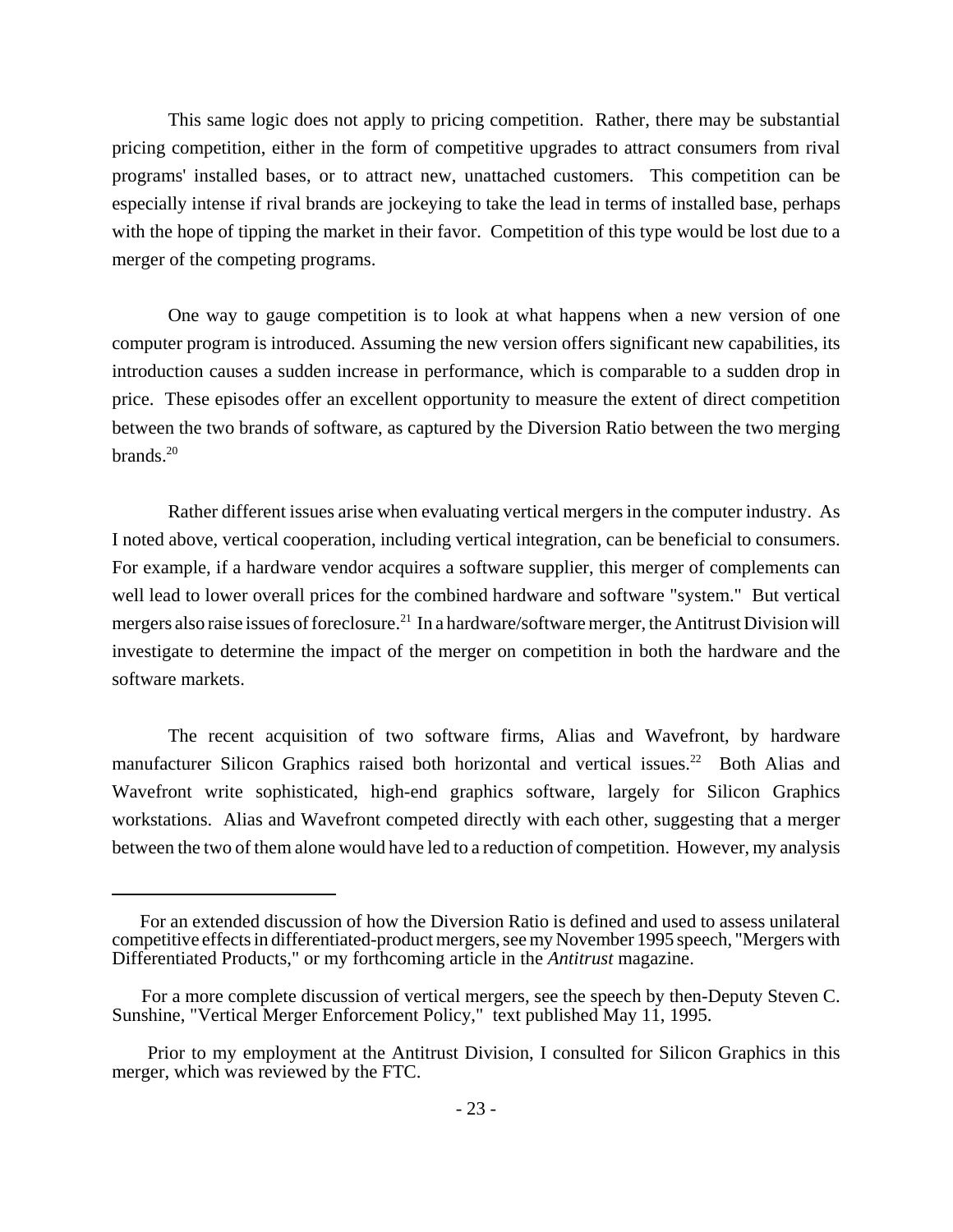This same logic does not apply to pricing competition. Rather, there may be substantial pricing competition, either in the form of competitive upgrades to attract consumers from rival programs' installed bases, or to attract new, unattached customers. This competition can be especially intense if rival brands are jockeying to take the lead in terms of installed base, perhaps with the hope of tipping the market in their favor. Competition of this type would be lost due to a merger of the competing programs.

One way to gauge competition is to look at what happens when a new version of one computer program is introduced. Assuming the new version offers significant new capabilities, its introduction causes a sudden increase in performance, which is comparable to a sudden drop in price. These episodes offer an excellent opportunity to measure the extent of direct competition between the two brands of software, as captured by the Diversion Ratio between the two merging brands.[20]

Rather different issues arise when evaluating vertical mergers in the computer industry. As I noted above, vertical cooperation, including vertical integration, can be beneficial to consumers. For example, if a hardware vendor acquires a software supplier, this merger of complements can well lead to lower overall prices for the combined hardware and software "system." But vertical mergers also raise issues of foreclosure.[21] In a hardware/software merger, the Antitrust Division will investigate to determine the impact of the merger on competition in both the hardware and the software markets.

The recent acquisition of two software firms, Alias and Wavefront, by hardware manufacturer Silicon Graphics raised both horizontal and vertical issues.[22] Both Alias and Wavefront write sophisticated, high-end graphics software, largely for Silicon Graphics workstations. Alias and Wavefront competed directly with each other, suggesting that a merger between the two of them alone would have led to a reduction of competition. However, my analysis

---

[20] For an extended discussion of how the Diversion Ratio is defined and used to assess unilateral competitive effects in differentiated-product mergers, see my November 1995 speech, "Mergers with Differentiated Products," or my forthcoming article in the *Antitrust* magazine.

[21] For a more complete discussion of vertical mergers, see the speech by then-Deputy Steven C. Sunshine, "Vertical Merger Enforcement Policy," text published May 11, 1995.

[22] Prior to my employment at the Antitrust Division, I consulted for Silicon Graphics in this merger, which was reviewed by the FTC.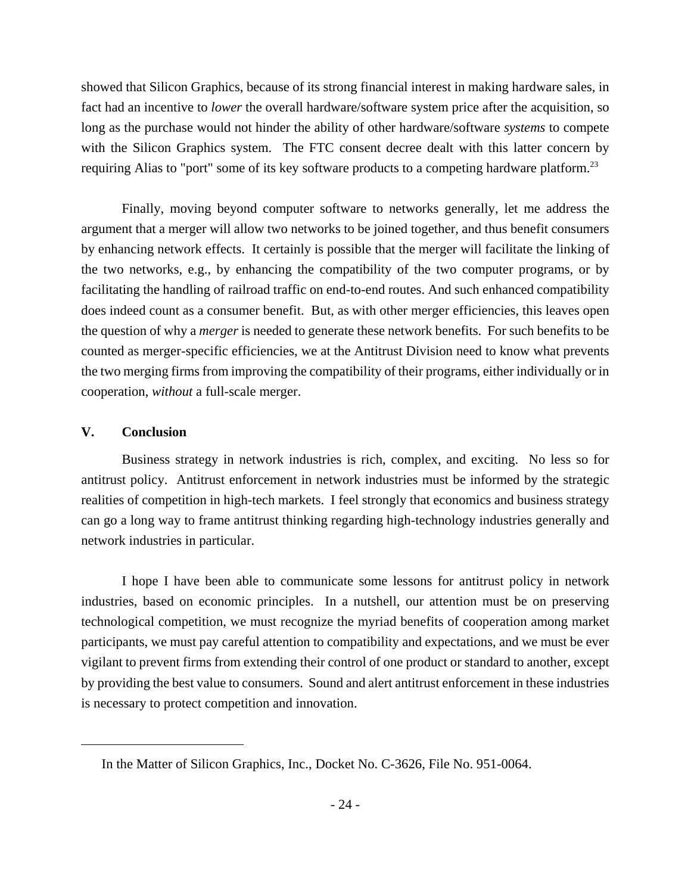showed that Silicon Graphics, because of its strong financial interest in making hardware sales, in fact had an incentive to *lower* the overall hardware/software system price after the acquisition, so long as the purchase would not hinder the ability of other hardware/software *systems* to compete with the Silicon Graphics system. The FTC consent decree dealt with this latter concern by requiring Alias to "port" some of its key software products to a competing hardware platform.[23]

Finally, moving beyond computer software to networks generally, let me address the argument that a merger will allow two networks to be joined together, and thus benefit consumers by enhancing network effects. It certainly is possible that the merger will facilitate the linking of the two networks, e.g., by enhancing the compatibility of the two computer programs, or by facilitating the handling of railroad traffic on end-to-end routes. And such enhanced compatibility does indeed count as a consumer benefit. But, as with other merger efficiencies, this leaves open the question of why a *merger* is needed to generate these network benefits. For such benefits to be counted as merger-specific efficiencies, we at the Antitrust Division need to know what prevents the two merging firms from improving the compatibility of their programs, either individually or in cooperation, *without* a full-scale merger.

## V. Conclusion

Business strategy in network industries is rich, complex, and exciting. No less so for antitrust policy. Antitrust enforcement in network industries must be informed by the strategic realities of competition in high-tech markets. I feel strongly that economics and business strategy can go a long way to frame antitrust thinking regarding high-technology industries generally and network industries in particular.

I hope I have been able to communicate some lessons for antitrust policy in network industries, based on economic principles. In a nutshell, our attention must be on preserving technological competition, we must recognize the myriad benefits of cooperation among market participants, we must pay careful attention to compatibility and expectations, and we must be ever vigilant to prevent firms from extending their control of one product or standard to another, except by providing the best value to consumers. Sound and alert antitrust enforcement in these industries is necessary to protect competition and innovation.

---

[23] In the Matter of Silicon Graphics, Inc., Docket No. C-3626, File No. 951-0064.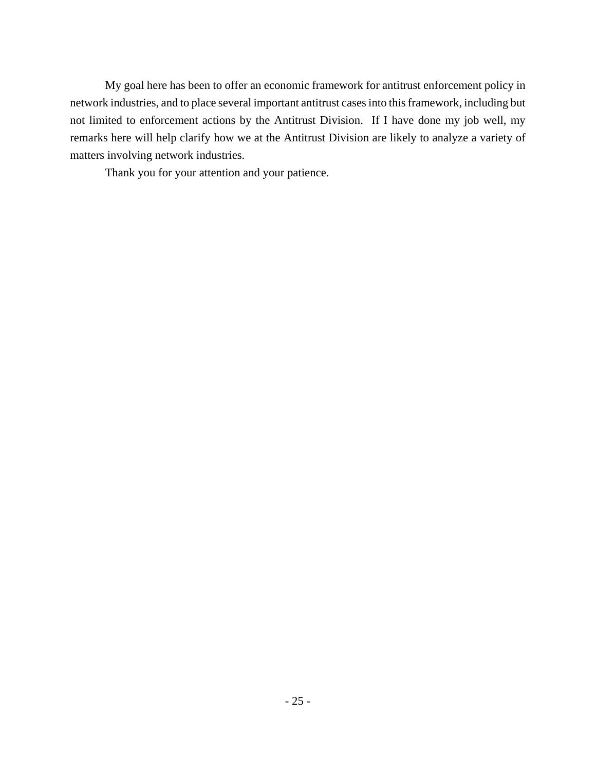My goal here has been to offer an economic framework for antitrust enforcement policy in network industries, and to place several important antitrust cases into this framework, including but not limited to enforcement actions by the Antitrust Division. If I have done my job well, my remarks here will help clarify how we at the Antitrust Division are likely to analyze a variety of matters involving network industries.

Thank you for your attention and your patience.